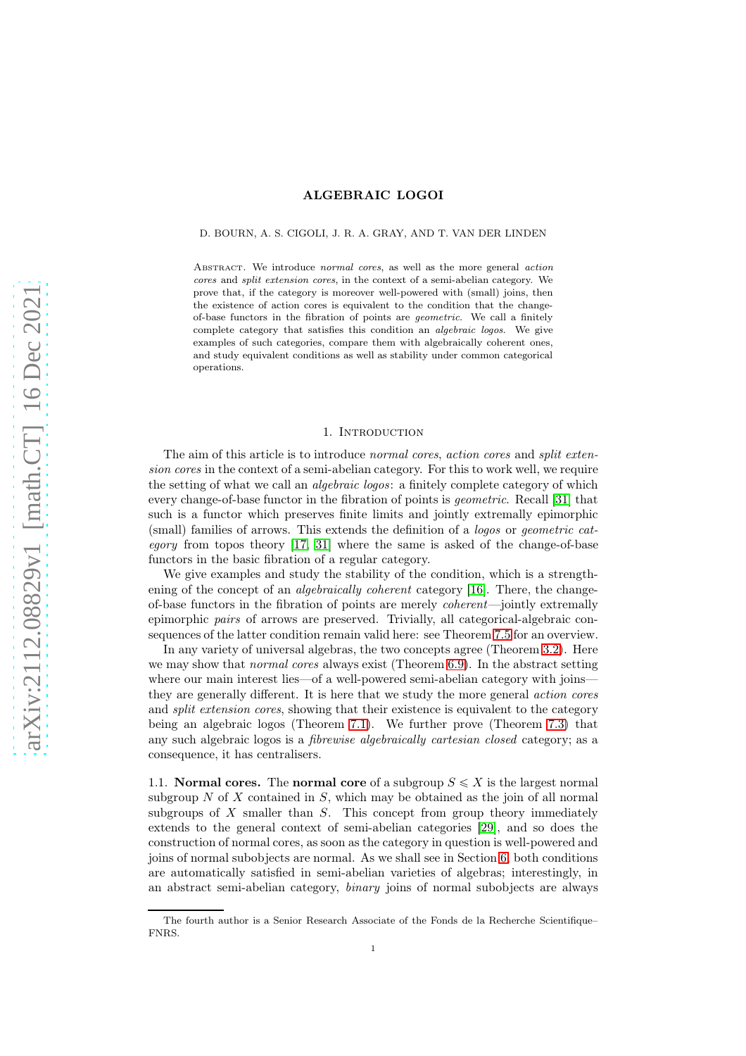# ALGEBRAIC LOGOI

D. BOURN, A. S. CIGOLI, J. R. A. GRAY, AND T. VAN DER LINDEN

Abstract. We introduce *normal cores*, as well as the more general *action cores* and *split extension cores*, in the context of a semi-abelian category. We prove that, if the category is moreover well-powered with (small) joins, then the existence of action cores is equivalent to the condition that the change-of-base functors in the fibration of points are *geometric*. We call a finitely complete category that satisfies this condition an *algebraic logos*. We give examples of such categories, compare them with algebraically coherent ones, and study equivalent conditions as well as stability under common categorical operations.

## 1. Introduction

The aim of this article is to introduce *normal cores*, *action cores* and *split extension cores* in the context of a semi-abelian category. For this to work well, we require the setting of what we call an *algebraic logos*: a finitely complete category of which every change-of-base functor in the fibration of points is *geometric*. Recall [31] that such is a functor which preserves finite limits and jointly extremally epimorphic (small) families of arrows. This extends the definition of a *logos* or *geometric category* from topos theory [17, 31] where the same is asked of the change-of-base functors in the basic fibration of a regular category.

We give examples and study the stability of the condition, which is a strengthening of the concept of an *algebraically coherent* category [16]. There, the change-of-base functors in the fibration of points are merely *coherent*—jointly extremally epimorphic *pairs* of arrows are preserved. Trivially, all categorical-algebraic consequences of the latter condition remain valid here: see Theorem 7.5 for an overview.

In any variety of universal algebras, the two concepts agree (Theorem 3.2). Here we may show that *normal cores* always exist (Theorem 6.9). In the abstract setting where our main interest lies—of a well-powered semi-abelian category with joins—they are generally different. It is here that we study the more general *action cores* and *split extension cores*, showing that their existence is equivalent to the category being an algebraic logos (Theorem 7.1). We further prove (Theorem 7.3) that any such algebraic logos is a *fibrewise algebraically cartesian closed* category; as a consequence, it has centralisers.

1.1. **Normal cores.** The **normal core** of a subgroup $S \leqslant X$ is the largest normal subgroup $N$ of $X$ contained in $S$, which may be obtained as the join of all normal subgroups of $X$ smaller than $S$. This concept from group theory immediately extends to the general context of semi-abelian categories [29], and so does the construction of normal cores, as soon as the category in question is well-powered and joins of normal subobjects are normal. As we shall see in Section 6, both conditions are automatically satisfied in semi-abelian varieties of algebras; interestingly, in an abstract semi-abelian category, *binary* joins of normal subobjects are always

The fourth author is a Senior Research Associate of the Fonds de la Recherche Scientifique–FNRS.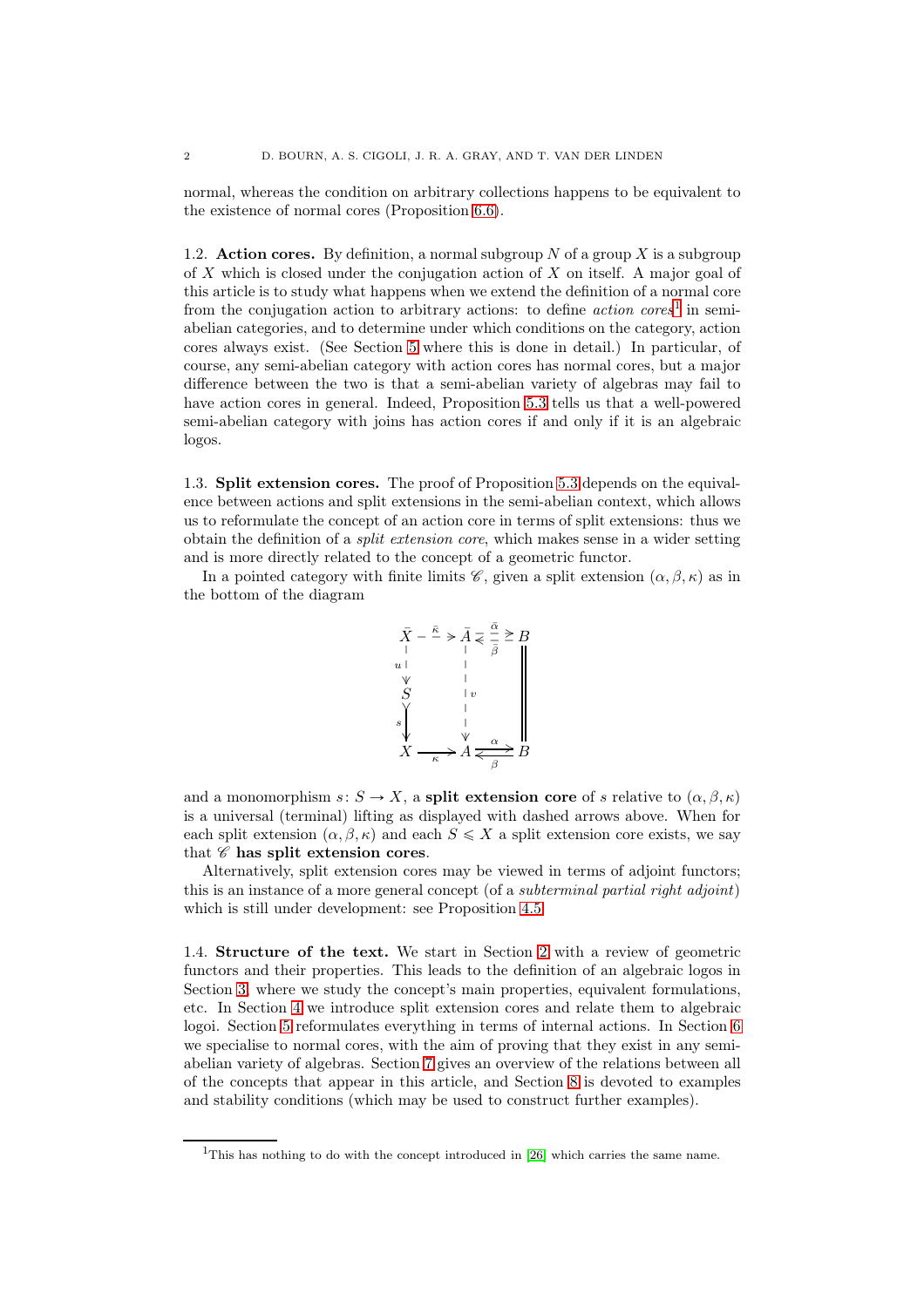normal, whereas the condition on arbitrary collections happens to be equivalent to the existence of normal cores (Proposition 6.6).

**1.2. Action cores.** By definition, a normal subgroup $N$ of a group $X$ is a subgroup of $X$ which is closed under the conjugation action of $X$ on itself. A major goal of this article is to study what happens when we extend the definition of a normal core from the conjugation action to arbitrary actions: to define *action cores*[1] in semi-abelian categories, and to determine under which conditions on the category, action cores always exist. (See Section 5 where this is done in detail.) In particular, of course, any semi-abelian category with action cores has normal cores, but a major difference between the two is that a semi-abelian variety of algebras may fail to have action cores in general. Indeed, Proposition 5.3 tells us that a well-powered semi-abelian category with joins has action cores if and only if it is an algebraic logos.

**1.3. Split extension cores.** The proof of Proposition 5.3 depends on the equivalence between actions and split extensions in the semi-abelian context, which allows us to reformulate the concept of an action core in terms of split extensions: thus we obtain the definition of a *split extension core*, which makes sense in a wider setting and is more directly related to the concept of a geometric functor.

In a pointed category with finite limits $\mathscr{C}$, given a split extension $(\alpha, \beta, \kappa)$ as in the bottom of the diagram

$$
\begin{array}{ccccc}
\bar{X} & \overset{\bar{\kappa}}{\dashrightarrow} & \bar{A} & \underset{\bar{\beta}}{\overset{\bar{\alpha}}{\rightleftarrows}} & B \\
{\scriptstyle u}\downarrow & & \downarrow{\scriptstyle v} & & \| \\
S & & & & \\
{\scriptstyle s}\downarrow & & & & \\
X & \underset{\kappa}{\longrightarrow} & A & \underset{\beta}{\overset{\alpha}{\rightleftarrows}} & B
\end{array}
$$

and a monomorphism $s\colon S \to X$, a **split extension core** of $s$ relative to $(\alpha, \beta, \kappa)$ is a universal (terminal) lifting as displayed with dashed arrows above. When for each split extension $(\alpha, \beta, \kappa)$ and each $S \leqslant X$ a split extension core exists, we say that $\mathscr{C}$ **has split extension cores**.

Alternatively, split extension cores may be viewed in terms of adjoint functors; this is an instance of a more general concept (of a *subterminal partial right adjoint*) which is still under development: see Proposition 4.5.

**1.4. Structure of the text.** We start in Section 2 with a review of geometric functors and their properties. This leads to the definition of an algebraic logos in Section 3, where we study the concept's main properties, equivalent formulations, etc. In Section 4 we introduce split extension cores and relate them to algebraic logoi. Section 5 reformulates everything in terms of internal actions. In Section 6 we specialise to normal cores, with the aim of proving that they exist in any semi-abelian variety of algebras. Section 7 gives an overview of the relations between all of the concepts that appear in this article, and Section 8 is devoted to examples and stability conditions (which may be used to construct further examples).

[1] This has nothing to do with the concept introduced in [26] which carries the same name.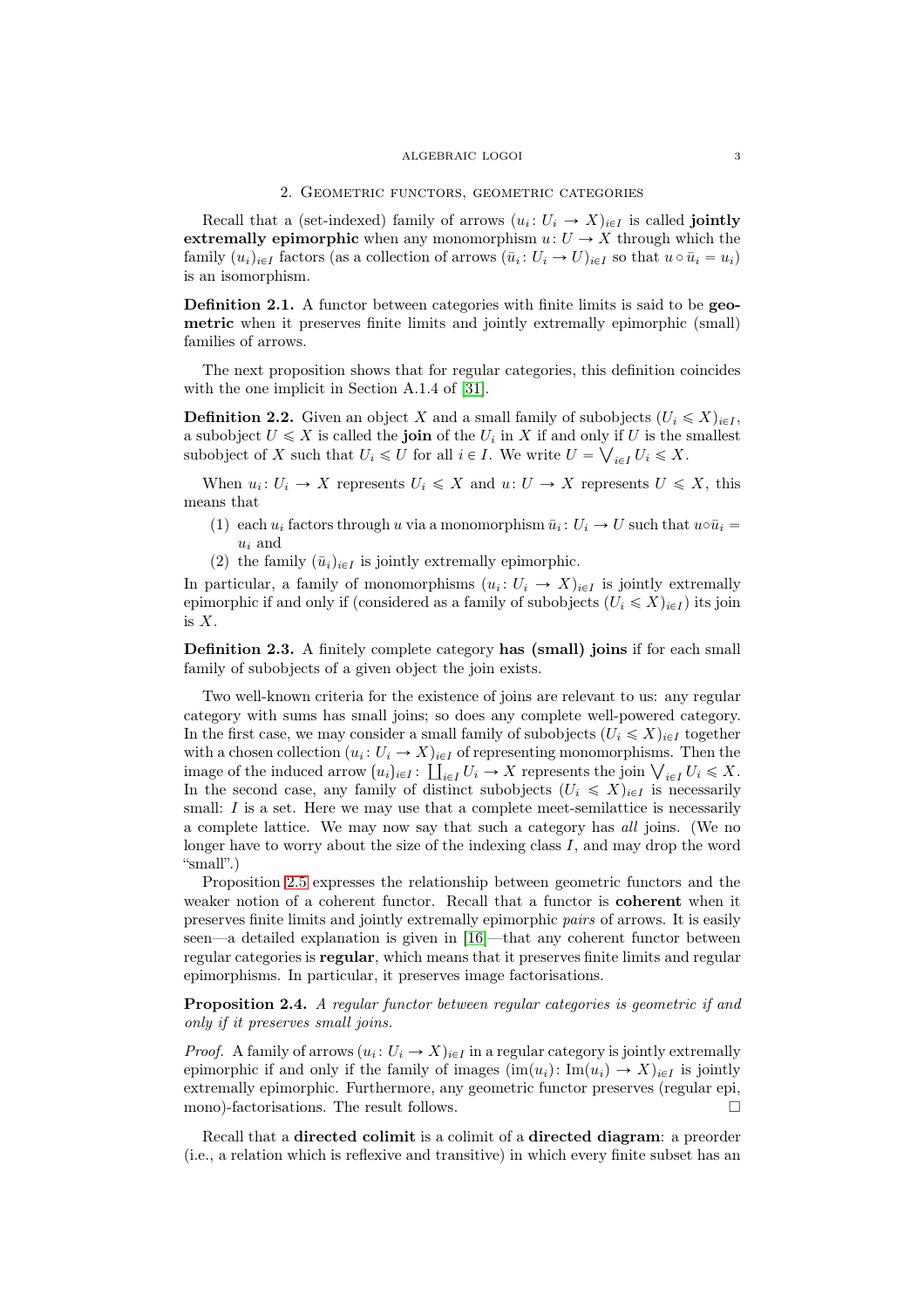## 2. Geometric functors, geometric categories

Recall that a (set-indexed) family of arrows $(u_i\colon U_i \to X)_{i\in I}$ is called **jointly extremally epimorphic** when any monomorphism $u\colon U \to X$ through which the family $(u_i)_{i\in I}$ factors (as a collection of arrows $(\bar{u}_i\colon U_i \to U)_{i\in I}$ so that $u \circ \bar{u}_i = u_i$) is an isomorphism.

**Definition 2.1.** A functor between categories with finite limits is said to be **geometric** when it preserves finite limits and jointly extremally epimorphic (small) families of arrows.

The next proposition shows that for regular categories, this definition coincides with the one implicit in Section A.1.4 of [31].

**Definition 2.2.** Given an object $X$ and a small family of subobjects $(U_i \leqslant X)_{i\in I}$, a subobject $U \leqslant X$ is called the **join** of the $U_i$ in $X$ if and only if $U$ is the smallest subobject of $X$ such that $U_i \leqslant U$ for all $i \in I$. We write $U = \bigvee_{i\in I} U_i \leqslant X$.

When $u_i\colon U_i \to X$ represents $U_i \leqslant X$ and $u\colon U \to X$ represents $U \leqslant X$, this means that

1. each $u_i$ factors through $u$ via a monomorphism $\bar{u}_i\colon U_i \to U$ such that $u \circ \bar{u}_i = u_i$ and
2. the family $(\bar{u}_i)_{i\in I}$ is jointly extremally epimorphic.

In particular, a family of monomorphisms $(u_i\colon U_i \to X)_{i\in I}$ is jointly extremally epimorphic if and only if (considered as a family of subobjects $(U_i \leqslant X)_{i\in I}$) its join is $X$.

**Definition 2.3.** A finitely complete category **has (small) joins** if for each small family of subobjects of a given object the join exists.

Two well-known criteria for the existence of joins are relevant to us: any regular category with sums has small joins; so does any complete well-powered category. In the first case, we may consider a small family of subobjects $(U_i \leqslant X)_{i\in I}$ together with a chosen collection $(u_i\colon U_i \to X)_{i\in I}$ of representing monomorphisms. Then the image of the induced arrow $(u_i)_{i\in I}\colon \coprod_{i\in I} U_i \to X$ represents the join $\bigvee_{i\in I} U_i \leqslant X$. In the second case, any family of distinct subobjects $(U_i \leqslant X)_{i\in I}$ is necessarily small: $I$ is a set. Here we may use that a complete meet-semilattice is necessarily a complete lattice. We may now say that such a category has *all* joins. (We no longer have to worry about the size of the indexing class $I$, and may drop the word "small".)

Proposition 2.5 expresses the relationship between geometric functors and the weaker notion of a coherent functor. Recall that a functor is **coherent** when it preserves finite limits and jointly extremally epimorphic *pairs* of arrows. It is easily seen—a detailed explanation is given in [16]—that any coherent functor between regular categories is **regular**, which means that it preserves finite limits and regular epimorphisms. In particular, it preserves image factorisations.

**Proposition 2.4.** *A regular functor between regular categories is geometric if and only if it preserves small joins.*

*Proof.* A family of arrows $(u_i\colon U_i \to X)_{i\in I}$ in a regular category is jointly extremally epimorphic if and only if the family of images $(\mathrm{im}(u_i)\colon \mathrm{Im}(u_i) \to X)_{i\in I}$ is jointly extremally epimorphic. Furthermore, any geometric functor preserves (regular epi, mono)-factorisations. The result follows. $\square$

Recall that a **directed colimit** is a colimit of a **directed diagram**: a preorder (i.e., a relation which is reflexive and transitive) in which every finite subset has an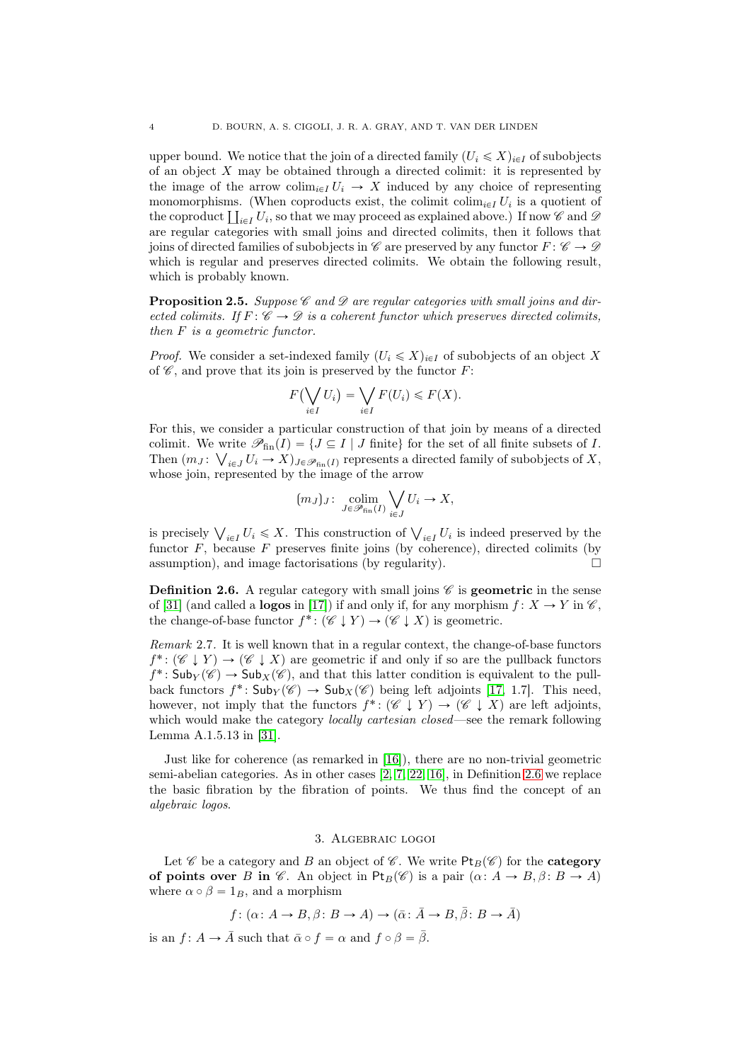upper bound. We notice that the join of a directed family $(U_i \leqslant X)_{i \in I}$ of subobjects of an object $X$ may be obtained through a directed colimit: it is represented by the image of the arrow $\operatorname{colim}_{i\in I} U_i \to X$ induced by any choice of representing monomorphisms. (When coproducts exist, the colimit $\operatorname{colim}_{i\in I} U_i$ is a quotient of the coproduct $\coprod_{i\in I} U_i$, so that we may proceed as explained above.) If now $\mathscr{C}$ and $\mathscr{D}$ are regular categories with small joins and directed colimits, then it follows that joins of directed families of subobjects in $\mathscr{C}$ are preserved by any functor $F\colon \mathscr{C} \to \mathscr{D}$ which is regular and preserves directed colimits. We obtain the following result, which is probably known.

**Proposition 2.5.** *Suppose $\mathscr{C}$ and $\mathscr{D}$ are regular categories with small joins and directed colimits. If $F\colon \mathscr{C} \to \mathscr{D}$ is a coherent functor which preserves directed colimits, then $F$ is a geometric functor.*

*Proof.* We consider a set-indexed family $(U_i \leqslant X)_{i\in I}$ of subobjects of an object $X$ of $\mathscr{C}$, and prove that its join is preserved by the functor $F$:

$$F\big(\bigvee_{i\in I} U_i\big) = \bigvee_{i\in I} F(U_i) \leqslant F(X).$$

For this, we consider a particular construction of that join by means of a directed colimit. We write $\mathscr{P}_{\mathrm{fin}}(I) = \{J \subseteq I \mid J \text{ finite}\}$ for the set of all finite subsets of $I$. Then $(m_J\colon \bigvee_{i\in J} U_i \to X)_{J\in \mathscr{P}_{\mathrm{fin}}(I)}$ represents a directed family of subobjects of $X$, whose join, represented by the image of the arrow

$$(m_J)_J\colon \operatorname*{colim}_{J\in \mathscr{P}_{\mathrm{fin}}(I)} \bigvee_{i\in J} U_i \to X,$$

is precisely $\bigvee_{i\in I} U_i \leqslant X$. This construction of $\bigvee_{i\in I} U_i$ is indeed preserved by the functor $F$, because $F$ preserves finite joins (by coherence), directed colimits (by assumption), and image factorisations (by regularity). $\square$

**Definition 2.6.** A regular category with small joins $\mathscr{C}$ is **geometric** in the sense of [31] (and called a **logos** in [17]) if and only if, for any morphism $f\colon X \to Y$ in $\mathscr{C}$, the change-of-base functor $f^*\colon (\mathscr{C} \downarrow Y) \to (\mathscr{C} \downarrow X)$ is geometric.

*Remark* 2.7. It is well known that in a regular context, the change-of-base functors $f^*\colon (\mathscr{C} \downarrow Y) \to (\mathscr{C} \downarrow X)$ are geometric if and only if so are the pullback functors $f^*\colon \mathsf{Sub}_Y(\mathscr{C}) \to \mathsf{Sub}_X(\mathscr{C})$, and that this latter condition is equivalent to the pullback functors $f^*\colon \mathsf{Sub}_Y(\mathscr{C}) \to \mathsf{Sub}_X(\mathscr{C})$ being left adjoints [17, 1.7]. This need, however, not imply that the functors $f^*\colon (\mathscr{C} \downarrow Y) \to (\mathscr{C} \downarrow X)$ are left adjoints, which would make the category *locally cartesian closed*—see the remark following Lemma A.1.5.13 in [31].

Just like for coherence (as remarked in [16]), there are no non-trivial geometric semi-abelian categories. As in other cases [2, 7, 22, 16], in Definition 2.6 we replace the basic fibration by the fibration of points. We thus find the concept of an *algebraic logos*.

## 3. Algebraic logoi

Let $\mathscr{C}$ be a category and $B$ an object of $\mathscr{C}$. We write $\mathsf{Pt}_B(\mathscr{C})$ for the **category of points over** $B$ **in** $\mathscr{C}$. An object in $\mathsf{Pt}_B(\mathscr{C})$ is a pair $(\alpha\colon A \to B, \beta\colon B \to A)$ where $\alpha \circ \beta = 1_B$, and a morphism

$$f\colon (\alpha\colon A \to B, \beta\colon B \to A) \to (\bar{\alpha}\colon \bar{A} \to B, \bar{\beta}\colon B \to \bar{A})$$

is an $f\colon A \to \bar{A}$ such that $\bar{\alpha} \circ f = \alpha$ and $f \circ \beta = \bar{\beta}$.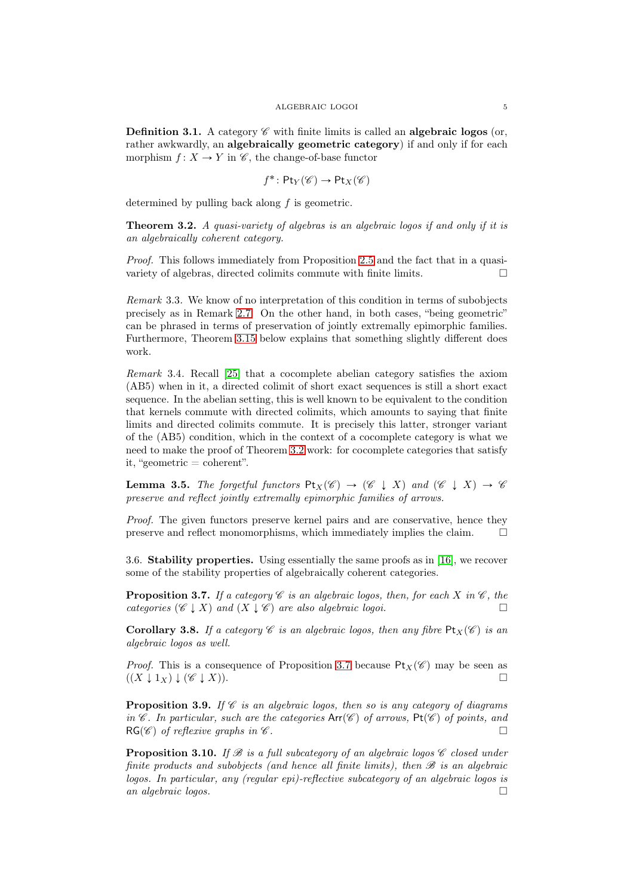**Definition 3.1.** A category $\mathscr{C}$ with finite limits is called an **algebraic logos** (or, rather awkwardly, an **algebraically geometric category**) if and only if for each morphism $f\colon X \to Y$ in $\mathscr{C}$, the change-of-base functor

$$f^*\colon \mathsf{Pt}_Y(\mathscr{C}) \to \mathsf{Pt}_X(\mathscr{C})$$

determined by pulling back along $f$ is geometric.

**Theorem 3.2.** *A quasi-variety of algebras is an algebraic logos if and only if it is an algebraically coherent category.*

*Proof.* This follows immediately from Proposition 2.5 and the fact that in a quasi-variety of algebras, directed colimits commute with finite limits. $\square$

*Remark* 3.3. We know of no interpretation of this condition in terms of subobjects precisely as in Remark 2.7. On the other hand, in both cases, "being geometric" can be phrased in terms of preservation of jointly extremally epimorphic families. Furthermore, Theorem 3.15 below explains that something slightly different does work.

*Remark* 3.4. Recall [25] that a cocomplete abelian category satisfies the axiom (AB5) when in it, a directed colimit of short exact sequences is still a short exact sequence. In the abelian setting, this is well known to be equivalent to the condition that kernels commute with directed colimits, which amounts to saying that finite limits and directed colimits commute. It is precisely this latter, stronger variant of the (AB5) condition, which in the context of a cocomplete category is what we need to make the proof of Theorem 3.2 work: for cocomplete categories that satisfy it, "geometric = coherent".

**Lemma 3.5.** *The forgetful functors $\mathsf{Pt}_X(\mathscr{C}) \to (\mathscr{C} \downarrow X)$ and $(\mathscr{C} \downarrow X) \to \mathscr{C}$ preserve and reflect jointly extremally epimorphic families of arrows.*

*Proof.* The given functors preserve kernel pairs and are conservative, hence they preserve and reflect monomorphisms, which immediately implies the claim. $\square$

3.6. **Stability properties.** Using essentially the same proofs as in [16], we recover some of the stability properties of algebraically coherent categories.

**Proposition 3.7.** *If a category $\mathscr{C}$ is an algebraic logos, then, for each $X$ in $\mathscr{C}$, the categories $(\mathscr{C} \downarrow X)$ and $(X \downarrow \mathscr{C})$ are also algebraic logoi.* $\square$

**Corollary 3.8.** *If a category $\mathscr{C}$ is an algebraic logos, then any fibre $\mathsf{Pt}_X(\mathscr{C})$ is an algebraic logos as well.*

*Proof.* This is a consequence of Proposition 3.7 because $\mathsf{Pt}_X(\mathscr{C})$ may be seen as $((X \downarrow 1_X) \downarrow (\mathscr{C} \downarrow X))$. $\square$

**Proposition 3.9.** *If $\mathscr{C}$ is an algebraic logos, then so is any category of diagrams in $\mathscr{C}$. In particular, such are the categories $\mathsf{Arr}(\mathscr{C})$ of arrows, $\mathsf{Pt}(\mathscr{C})$ of points, and $\mathsf{RG}(\mathscr{C})$ of reflexive graphs in $\mathscr{C}$.* $\square$

**Proposition 3.10.** *If $\mathscr{B}$ is a full subcategory of an algebraic logos $\mathscr{C}$ closed under finite products and subobjects (and hence all finite limits), then $\mathscr{B}$ is an algebraic logos. In particular, any (regular epi)-reflective subcategory of an algebraic logos is an algebraic logos.* $\square$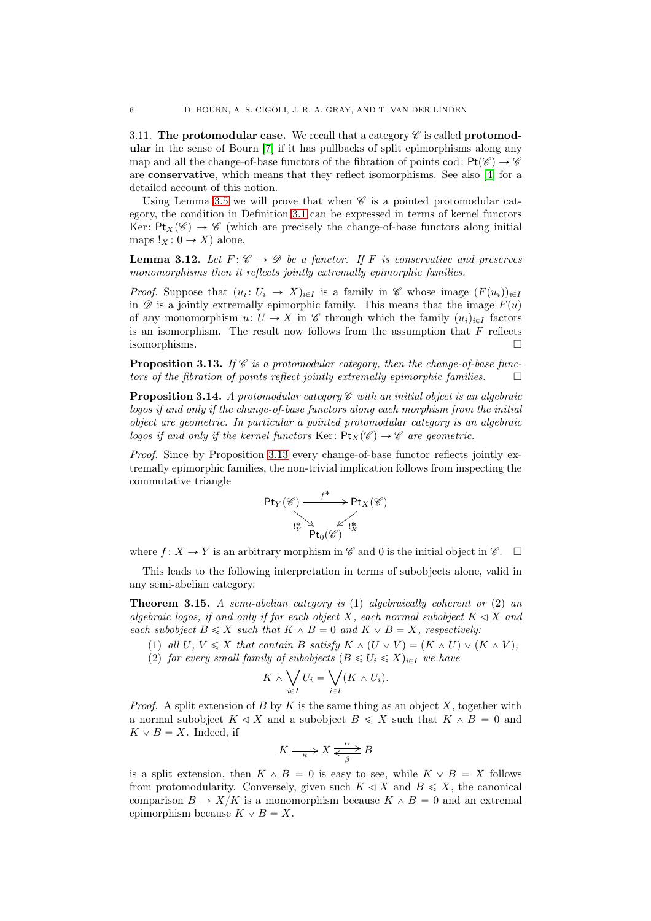3.11. **The protomodular case.** We recall that a category $\mathscr{C}$ is called **protomodular** in the sense of Bourn [7] if it has pullbacks of split epimorphisms along any map and all the change-of-base functors of the fibration of points $\mathrm{cod}\colon \mathsf{Pt}(\mathscr{C}) \to \mathscr{C}$ are **conservative**, which means that they reflect isomorphisms. See also [4] for a detailed account of this notion.

Using Lemma 3.5 we will prove that when $\mathscr{C}$ is a pointed protomodular category, the condition in Definition 3.1 can be expressed in terms of kernel functors $\mathrm{Ker}\colon \mathsf{Pt}_X(\mathscr{C}) \to \mathscr{C}$ (which are precisely the change-of-base functors along initial maps $!_X\colon 0 \to X$) alone.

**Lemma 3.12.** *Let $F\colon \mathscr{C} \to \mathscr{D}$ be a functor. If $F$ is conservative and preserves monomorphisms then it reflects jointly extremally epimorphic families.*

*Proof.* Suppose that $(u_i\colon U_i \to X)_{i\in I}$ is a family in $\mathscr{C}$ whose image $(F(u_i))_{i\in I}$ in $\mathscr{D}$ is a jointly extremally epimorphic family. This means that the image $F(u)$ of any monomorphism $u\colon U \to X$ in $\mathscr{C}$ through which the family $(u_i)_{i\in I}$ factors is an isomorphism. The result now follows from the assumption that $F$ reflects isomorphisms. □

**Proposition 3.13.** *If $\mathscr{C}$ is a protomodular category, then the change-of-base functors of the fibration of points reflect jointly extremally epimorphic families.* □

**Proposition 3.14.** *A protomodular category $\mathscr{C}$ with an initial object is an algebraic logos if and only if the change-of-base functors along each morphism from the initial object are geometric. In particular a pointed protomodular category is an algebraic logos if and only if the kernel functors $\mathrm{Ker}\colon \mathsf{Pt}_X(\mathscr{C}) \to \mathscr{C}$ are geometric.*

*Proof.* Since by Proposition 3.13 every change-of-base functor reflects jointly extremally epimorphic families, the non-trivial implication follows from inspecting the commutative triangle

$$\begin{array}{ccc} \mathsf{Pt}_Y(\mathscr{C}) & \xrightarrow{f^*} & \mathsf{Pt}_X(\mathscr{C}) \\ & {\scriptstyle !_Y^*}\searrow \quad \swarrow{\scriptstyle !_X^*} & \\ & \mathsf{Pt}_0(\mathscr{C}) & \end{array}$$

where $f\colon X \to Y$ is an arbitrary morphism in $\mathscr{C}$ and $0$ is the initial object in $\mathscr{C}$. □

This leads to the following interpretation in terms of subobjects alone, valid in any semi-abelian category.

**Theorem 3.15.** *A semi-abelian category is (1) algebraically coherent or (2) an algebraic logos, if and only if for each object $X$, each normal subobject $K \lhd X$ and each subobject $B \leqslant X$ such that $K \wedge B = 0$ and $K \vee B = X$, respectively:*

1. *all $U, V \leqslant X$ that contain $B$ satisfy $K \wedge (U \vee V) = (K \wedge U) \vee (K \wedge V)$,*
2. *for every small family of subobjects $(B \leqslant U_i \leqslant X)_{i\in I}$ we have*
$$K \wedge \bigvee_{i\in I} U_i = \bigvee_{i\in I} (K \wedge U_i).$$

*Proof.* A split extension of $B$ by $K$ is the same thing as an object $X$, together with a normal subobject $K \lhd X$ and a subobject $B \leqslant X$ such that $K \wedge B = 0$ and $K \vee B = X$. Indeed, if

$$K \xrightarrow[\kappa]{} X \underset{\beta}{\overset{\alpha}{\rightleftarrows}} B$$

is a split extension, then $K \wedge B = 0$ is easy to see, while $K \vee B = X$ follows from protomodularity. Conversely, given such $K \lhd X$ and $B \leqslant X$, the canonical comparison $B \to X/K$ is a monomorphism because $K \wedge B = 0$ and an extremal epimorphism because $K \vee B = X$.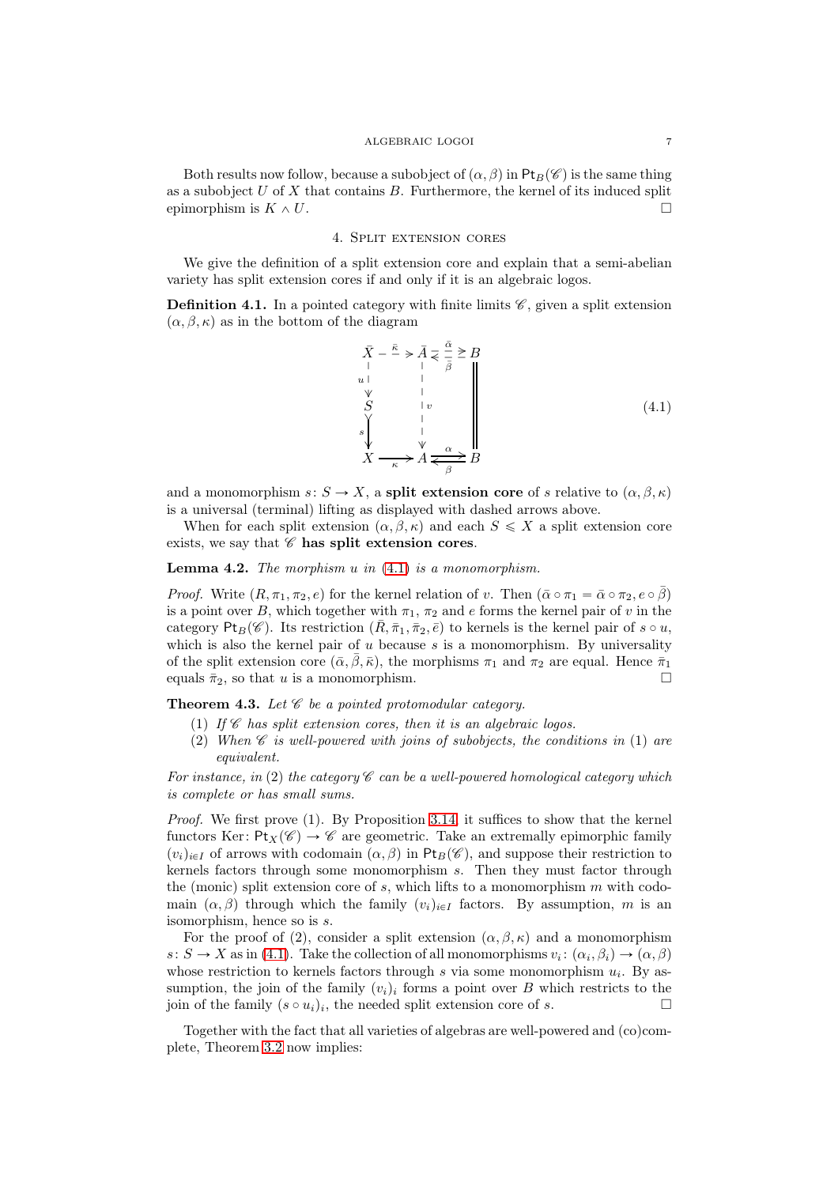Both results now follow, because a subobject of $(\alpha, \beta)$ in $\mathsf{Pt}_B(\mathscr{C})$ is the same thing as a subobject $U$ of $X$ that contains $B$. Furthermore, the kernel of its induced split epimorphism is $K \wedge U$. $\square$

## 4. Split extension cores

We give the definition of a split extension core and explain that a semi-abelian variety has split extension cores if and only if it is an algebraic logos.

**Definition 4.1.** In a pointed category with finite limits $\mathscr{C}$, given a split extension $(\alpha, \beta, \kappa)$ as in the bottom of the diagram

$$
\begin{array}{ccccc}
\bar{X} & \overset{\bar{\kappa}}{\dashrightarrow} & \bar{A} & \underset{\bar{\beta}}{\overset{\bar{\alpha}}{\rightleftarrows}} & B \\
{\scriptstyle u}\downarrow & & \downarrow{\scriptstyle v} & & \| \\
S & & & & \\
{\scriptstyle s}\downarrow & & & & \\
X & \underset{\kappa}{\longrightarrow} & A & \underset{\beta}{\overset{\alpha}{\rightleftarrows}} & B
\end{array}
\tag{4.1}
$$

and a monomorphism $s\colon S \to X$, a **split extension core** of $s$ relative to $(\alpha, \beta, \kappa)$ is a universal (terminal) lifting as displayed with dashed arrows above.

When for each split extension $(\alpha, \beta, \kappa)$ and each $S \leqslant X$ a split extension core exists, we say that $\mathscr{C}$ **has split extension cores**.

**Lemma 4.2.** *The morphism $u$ in (4.1) is a monomorphism.*

*Proof.* Write $(R, \pi_1, \pi_2, e)$ for the kernel relation of $v$. Then $(\bar{\alpha} \circ \pi_1 = \bar{\alpha} \circ \pi_2, e \circ \bar{\beta})$ is a point over $B$, which together with $\pi_1$, $\pi_2$ and $e$ forms the kernel pair of $v$ in the category $\mathsf{Pt}_B(\mathscr{C})$. Its restriction $(\bar{R}, \bar{\pi}_1, \bar{\pi}_2, \bar{e})$ to kernels is the kernel pair of $s \circ u$, which is also the kernel pair of $u$ because $s$ is a monomorphism. By universality of the split extension core $(\bar{\alpha}, \bar{\beta}, \bar{\kappa})$, the morphisms $\pi_1$ and $\pi_2$ are equal. Hence $\bar{\pi}_1$ equals $\bar{\pi}_2$, so that $u$ is a monomorphism. $\square$

**Theorem 4.3.** *Let $\mathscr{C}$ be a pointed protomodular category.*

1. *If $\mathscr{C}$ has split extension cores, then it is an algebraic logos.*
2. *When $\mathscr{C}$ is well-powered with joins of subobjects, the conditions in (1) are equivalent.*

*For instance, in (2) the category $\mathscr{C}$ can be a well-powered homological category which is complete or has small sums.*

*Proof.* We first prove (1). By Proposition 3.14, it suffices to show that the kernel functors $\mathrm{Ker}\colon \mathsf{Pt}_X(\mathscr{C}) \to \mathscr{C}$ are geometric. Take an extremally epimorphic family $(v_i)_{i \in I}$ of arrows with codomain $(\alpha, \beta)$ in $\mathsf{Pt}_B(\mathscr{C})$, and suppose their restriction to kernels factors through some monomorphism $s$. Then they must factor through the (monic) split extension core of $s$, which lifts to a monomorphism $m$ with codomain $(\alpha, \beta)$ through which the family $(v_i)_{i \in I}$ factors. By assumption, $m$ is an isomorphism, hence so is $s$.

For the proof of (2), consider a split extension $(\alpha, \beta, \kappa)$ and a monomorphism $s\colon S \to X$ as in (4.1). Take the collection of all monomorphisms $v_i\colon (\alpha_i, \beta_i) \to (\alpha, \beta)$ whose restriction to kernels factors through $s$ via some monomorphism $u_i$. By assumption, the join of the family $(v_i)_i$ forms a point over $B$ which restricts to the join of the family $(s \circ u_i)_i$, the needed split extension core of $s$. $\square$

Together with the fact that all varieties of algebras are well-powered and (co)complete, Theorem 3.2 now implies: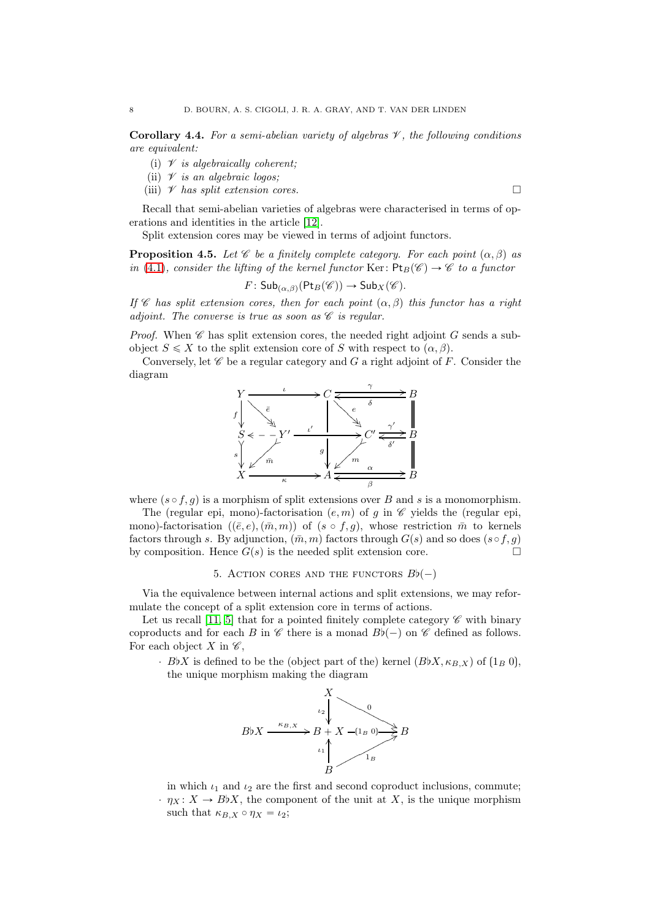**Corollary 4.4.** *For a semi-abelian variety of algebras $\mathscr{V}$, the following conditions are equivalent:*

(i) *$\mathscr{V}$ is algebraically coherent;*
(ii) *$\mathscr{V}$ is an algebraic logos;*
(iii) *$\mathscr{V}$ has split extension cores.* □

Recall that semi-abelian varieties of algebras were characterised in terms of operations and identities in the article [12].

Split extension cores may be viewed in terms of adjoint functors.

**Proposition 4.5.** *Let $\mathscr{C}$ be a finitely complete category. For each point $(\alpha, \beta)$ as in (4.1), consider the lifting of the kernel functor $\mathrm{Ker}\colon \mathsf{Pt}_B(\mathscr{C}) \to \mathscr{C}$ to a functor*

$$F\colon \mathsf{Sub}_{(\alpha,\beta)}(\mathsf{Pt}_B(\mathscr{C})) \to \mathsf{Sub}_X(\mathscr{C}).$$

*If $\mathscr{C}$ has split extension cores, then for each point $(\alpha, \beta)$ this functor has a right adjoint. The converse is true as soon as $\mathscr{C}$ is regular.*

*Proof.* When $\mathscr{C}$ has split extension cores, the needed right adjoint $G$ sends a subobject $S \leqslant X$ to the split extension core of $S$ with respect to $(\alpha, \beta)$.

Conversely, let $\mathscr{C}$ be a regular category and $G$ a right adjoint of $F$. Consider the diagram

$$\begin{array}{ccccc}
Y & \xrightarrow{\iota} & C & \overset{\gamma}{\underset{\delta}{\rightleftarrows}} & B \\
{\scriptstyle f}\downarrow & \searrow^{\bar{e}} & \downarrow & \searrow^{e} & \| \\
S & \dashleftarrow & Y' \xrightarrow{\iota'} & C' & \overset{\gamma'}{\underset{\delta'}{\rightleftarrows}} B \\
{\scriptstyle s}\downarrow & \swarrow_{\bar{m}} & {\scriptstyle g}\downarrow & \swarrow_{m} & \| \\
X & \xrightarrow{\kappa} & A & \overset{\alpha}{\underset{\beta}{\rightleftarrows}} & B
\end{array}$$

where $(s \circ f, g)$ is a morphism of split extensions over $B$ and $s$ is a monomorphism.

The (regular epi, mono)-factorisation $(e, m)$ of $g$ in $\mathscr{C}$ yields the (regular epi, mono)-factorisation $((\bar{e}, e), (\bar{m}, m))$ of $(s \circ f, g)$, whose restriction $\bar{m}$ to kernels factors through $s$. By adjunction, $(\bar{m}, m)$ factors through $G(s)$ and so does $(s \circ f, g)$ by composition. Hence $G(s)$ is the needed split extension core. □

## 5. Action cores and the functors $B\flat(-)$

Via the equivalence between internal actions and split extensions, we may reformulate the concept of a split extension core in terms of actions.

Let us recall [11, 5] that for a pointed finitely complete category $\mathscr{C}$ with binary coproducts and for each $B$ in $\mathscr{C}$ there is a monad $B\flat(-)$ on $\mathscr{C}$ defined as follows. For each object $X$ in $\mathscr{C}$,

- $B\flat X$ is defined to be the (object part of the) kernel $(B\flat X, \kappa_{B,X})$ of $(1_B\ 0)$, the unique morphism making the diagram

$$\begin{array}{ccccc}
 & & X & & \\
 & & {\scriptstyle \iota_2}\downarrow & \searrow^{0} & \\
B\flat X & \xrightarrow{\kappa_{B,X}} & B + X & \xrightarrow{(1_B\ 0)} & B \\
 & & {\scriptstyle \iota_1}\uparrow & \nearrow_{1_B} & \\
 & & B & &
\end{array}$$

in which $\iota_1$ and $\iota_2$ are the first and second coproduct inclusions, commute;
- $\eta_X\colon X \to B\flat X$, the component of the unit at $X$, is the unique morphism such that $\kappa_{B,X} \circ \eta_X = \iota_2$;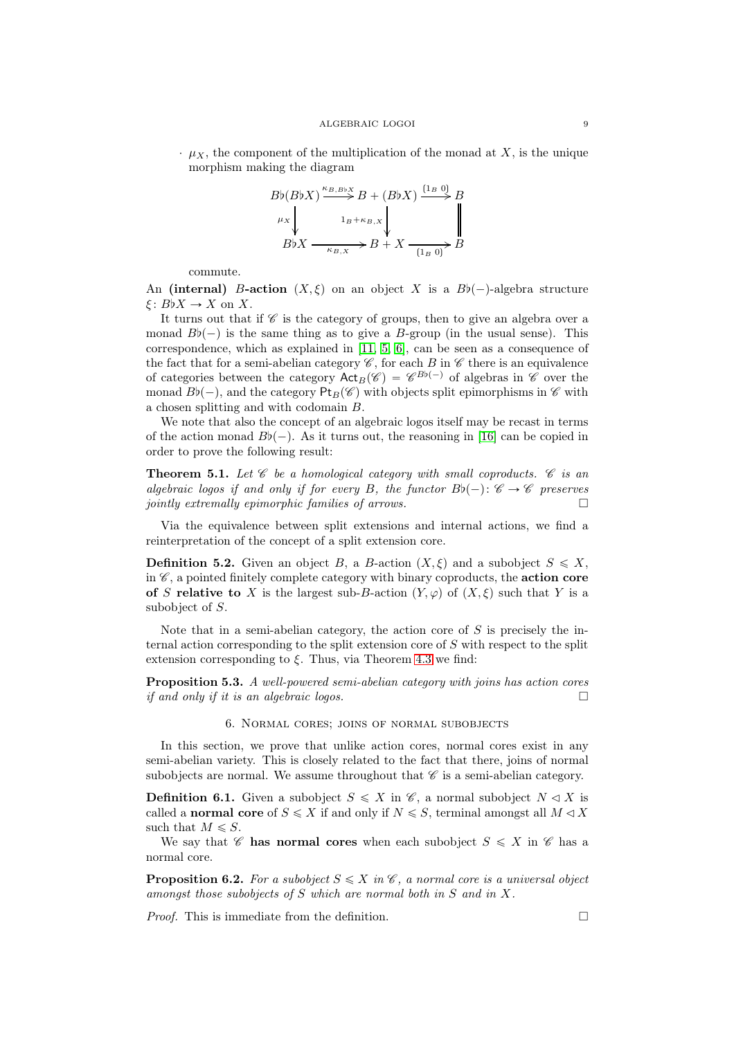- $\mu_X$, the component of the multiplication of the monad at $X$, is the unique morphism making the diagram

$$
\begin{array}{ccccc}
B\flat(B\flat X) & \xrightarrow{\kappa_{B,B\flat X}} & B+(B\flat X) & \xrightarrow{(1_B\ 0)} & B \\
{\scriptstyle \mu_X}\downarrow & & \downarrow{\scriptstyle 1_B+\kappa_{B,X}} & & \| \\
B\flat X & \xrightarrow[\kappa_{B,X}]{} & B+X & \xrightarrow[(1_B\ 0)]{} & B
\end{array}
$$

commute.

An **(internal)** $B$-**action** $(X,\xi)$ on an object $X$ is a $B\flat(-)$-algebra structure $\xi\colon B\flat X\to X$ on $X$.

It turns out that if $\mathscr{C}$ is the category of groups, then to give an algebra over a monad $B\flat(-)$ is the same thing as to give a $B$-group (in the usual sense). This correspondence, which as explained in [11, 5, 6], can be seen as a consequence of the fact that for a semi-abelian category $\mathscr{C}$, for each $B$ in $\mathscr{C}$ there is an equivalence of categories between the category $\mathsf{Act}_B(\mathscr{C})=\mathscr{C}^{B\flat(-)}$ of algebras in $\mathscr{C}$ over the monad $B\flat(-)$, and the category $\mathsf{Pt}_B(\mathscr{C})$ with objects split epimorphisms in $\mathscr{C}$ with a chosen splitting and with codomain $B$.

We note that also the concept of an algebraic logos itself may be recast in terms of the action monad $B\flat(-)$. As it turns out, the reasoning in [16] can be copied in order to prove the following result:

**Theorem 5.1.** *Let $\mathscr{C}$ be a homological category with small coproducts. $\mathscr{C}$ is an algebraic logos if and only if for every $B$, the functor $B\flat(-)\colon\mathscr{C}\to\mathscr{C}$ preserves jointly extremally epimorphic families of arrows.* □

Via the equivalence between split extensions and internal actions, we find a reinterpretation of the concept of a split extension core.

**Definition 5.2.** Given an object $B$, a $B$-action $(X,\xi)$ and a subobject $S\leqslant X$, in $\mathscr{C}$, a pointed finitely complete category with binary coproducts, the **action core of** $S$ **relative to** $X$ is the largest sub-$B$-action $(Y,\varphi)$ of $(X,\xi)$ such that $Y$ is a subobject of $S$.

Note that in a semi-abelian category, the action core of $S$ is precisely the internal action corresponding to the split extension core of $S$ with respect to the split extension corresponding to $\xi$. Thus, via Theorem 4.3 we find:

**Proposition 5.3.** *A well-powered semi-abelian category with joins has action cores if and only if it is an algebraic logos.* □

## 6. Normal cores; joins of normal subobjects

In this section, we prove that unlike action cores, normal cores exist in any semi-abelian variety. This is closely related to the fact that there, joins of normal subobjects are normal. We assume throughout that $\mathscr{C}$ is a semi-abelian category.

**Definition 6.1.** Given a subobject $S\leqslant X$ in $\mathscr{C}$, a normal subobject $N\lhd X$ is called a **normal core** of $S\leqslant X$ if and only if $N\leqslant S$, terminal amongst all $M\lhd X$ such that $M\leqslant S$.

We say that $\mathscr{C}$ **has normal cores** when each subobject $S\leqslant X$ in $\mathscr{C}$ has a normal core.

**Proposition 6.2.** *For a subobject $S\leqslant X$ in $\mathscr{C}$, a normal core is a universal object amongst those subobjects of $S$ which are normal both in $S$ and in $X$.*

*Proof.* This is immediate from the definition. □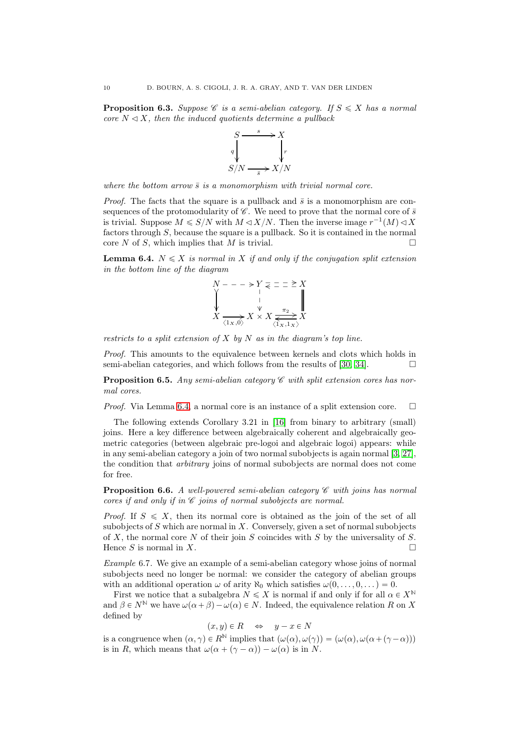**Proposition 6.3.** *Suppose $\mathscr{C}$ is a semi-abelian category. If $S \leqslant X$ has a normal core $N \lhd X$, then the induced quotients determine a pullback*

$$\begin{array}{ccc} S & \xrightarrow{s} & X \\ {\scriptstyle q}\downarrow & & \downarrow{\scriptstyle r} \\ S/N & \xrightarrow[\bar{s}]{} & X/N \end{array}$$

*where the bottom arrow $\bar{s}$ is a monomorphism with trivial normal core.*

*Proof.* The facts that the square is a pullback and $\bar{s}$ is a monomorphism are consequences of the protomodularity of $\mathscr{C}$. We need to prove that the normal core of $\bar{s}$ is trivial. Suppose $M \leqslant S/N$ with $M \lhd X/N$. Then the inverse image $r^{-1}(M) \lhd X$ factors through $S$, because the square is a pullback. So it is contained in the normal core $N$ of $S$, which implies that $M$ is trivial. $\square$

**Lemma 6.4.** *$N \leqslant X$ is normal in $X$ if and only if the conjugation split extension in the bottom line of the diagram*

$$\begin{array}{ccccc} N & \dashrightarrow & Y & \rightleftarrows & X \\ \downarrow & & \downarrow & & \| \\ X & \xrightarrow[\langle 1_X, 0\rangle]{} & X \times X & \underset{\langle 1_X, 1_X\rangle}{\overset{\pi_2}{\rightleftarrows}} & X \end{array}$$

*restricts to a split extension of $X$ by $N$ as in the diagram's top line.*

*Proof.* This amounts to the equivalence between kernels and clots which holds in semi-abelian categories, and which follows from the results of [30, 34]. $\square$

**Proposition 6.5.** *Any semi-abelian category $\mathscr{C}$ with split extension cores has normal cores.*

*Proof.* Via Lemma 6.4, a normal core is an instance of a split extension core. $\square$

The following extends Corollary 3.21 in [16] from binary to arbitrary (small) joins. Here a key difference between algebraically coherent and algebraically geometric categories (between algebraic pre-logoi and algebraic logoi) appears: while in any semi-abelian category a join of two normal subobjects is again normal [3, 27], the condition that *arbitrary* joins of normal subobjects are normal does not come for free.

**Proposition 6.6.** *A well-powered semi-abelian category $\mathscr{C}$ with joins has normal cores if and only if in $\mathscr{C}$ joins of normal subobjects are normal.*

*Proof.* If $S \leqslant X$, then its normal core is obtained as the join of the set of all subobjects of $S$ which are normal in $X$. Conversely, given a set of normal subobjects of $X$, the normal core $N$ of their join $S$ coincides with $S$ by the universality of $S$. Hence $S$ is normal in $X$. $\square$

*Example* 6.7. We give an example of a semi-abelian category whose joins of normal subobjects need no longer be normal: we consider the category of abelian groups with an additional operation $\omega$ of arity $\aleph_0$ which satisfies $\omega(0, \ldots, 0, \ldots) = 0$.

First we notice that a subalgebra $N \leqslant X$ is normal if and only if for all $\alpha \in X^{\mathbb{N}}$ and $\beta \in N^{\mathbb{N}}$ we have $\omega(\alpha + \beta) - \omega(\alpha) \in N$. Indeed, the equivalence relation $R$ on $X$ defined by

$$(x, y) \in R \quad \Leftrightarrow \quad y - x \in N$$

is a congruence when $(\alpha, \gamma) \in R^{\mathbb{N}}$ implies that $(\omega(\alpha), \omega(\gamma)) = (\omega(\alpha), \omega(\alpha + (\gamma - \alpha)))$ is in $R$, which means that $\omega(\alpha + (\gamma - \alpha)) - \omega(\alpha)$ is in $N$.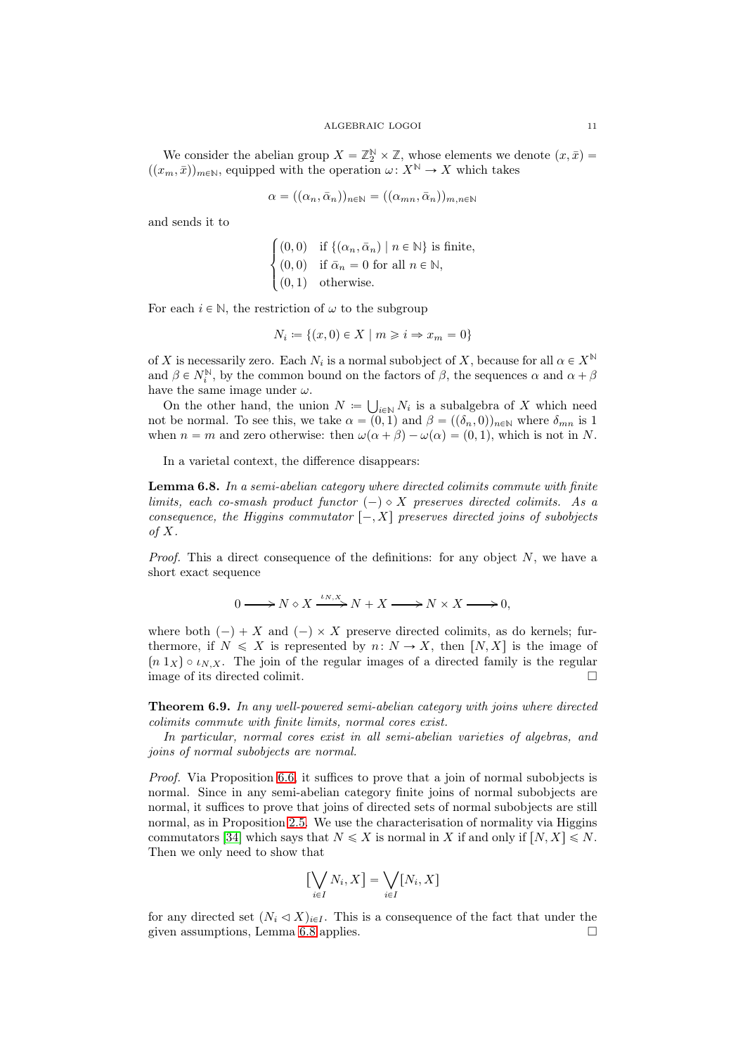We consider the abelian group $X = \mathbb{Z}_2^{\mathbb{N}} \times \mathbb{Z}$, whose elements we denote $(x, \bar{x}) = ((x_m, \bar{x}))_{m\in\mathbb{N}}$, equipped with the operation $\omega\colon X^{\mathbb{N}} \to X$ which takes

$$\alpha = ((\alpha_n, \bar{\alpha}_n))_{n\in\mathbb{N}} = ((\alpha_{mn}, \bar{\alpha}_n))_{m,n\in\mathbb{N}}$$

and sends it to

$$\begin{cases} (0,0) & \text{if } \{(\alpha_n, \bar{\alpha}_n) \mid n \in \mathbb{N}\} \text{ is finite,} \\ (0,0) & \text{if } \bar{\alpha}_n = 0 \text{ for all } n \in \mathbb{N}, \\ (0,1) & \text{otherwise.} \end{cases}$$

For each $i \in \mathbb{N}$, the restriction of $\omega$ to the subgroup

$$N_i \coloneqq \{(x, 0) \in X \mid m \geqslant i \Rightarrow x_m = 0\}$$

of $X$ is necessarily zero. Each $N_i$ is a normal subobject of $X$, because for all $\alpha \in X^{\mathbb{N}}$ and $\beta \in N_i^{\mathbb{N}}$, by the common bound on the factors of $\beta$, the sequences $\alpha$ and $\alpha + \beta$ have the same image under $\omega$.

On the other hand, the union $N \coloneqq \bigcup_{i\in\mathbb{N}} N_i$ is a subalgebra of $X$ which need not be normal. To see this, we take $\alpha = (0,1)$ and $\beta = ((\delta_n, 0))_{n\in\mathbb{N}}$ where $\delta_{mn}$ is 1 when $n = m$ and zero otherwise: then $\omega(\alpha + \beta) - \omega(\alpha) = (0,1)$, which is not in $N$.

In a varietal context, the difference disappears:

**Lemma 6.8.** *In a semi-abelian category where directed colimits commute with finite limits, each co-smash product functor $(-) \diamond X$ preserves directed colimits. As a consequence, the Higgins commutator $[-, X]$ preserves directed joins of subobjects of $X$.*

*Proof.* This a direct consequence of the definitions: for any object $N$, we have a short exact sequence

$$0 \longrightarrow N \diamond X \xrightarrow{\iota_{N,X}} N + X \longrightarrow N \times X \longrightarrow 0,$$

where both $(-) + X$ and $(-) \times X$ preserve directed colimits, as do kernels; furthermore, if $N \leqslant X$ is represented by $n\colon N \to X$, then $[N, X]$ is the image of $\lfloor n\ 1_X \rceil \circ \iota_{N,X}$. The join of the regular images of a directed family is the regular image of its directed colimit. $\square$

**Theorem 6.9.** *In any well-powered semi-abelian category with joins where directed colimits commute with finite limits, normal cores exist.*

*In particular, normal cores exist in all semi-abelian varieties of algebras, and joins of normal subobjects are normal.*

*Proof.* Via Proposition 6.6, it suffices to prove that a join of normal subobjects is normal. Since in any semi-abelian category finite joins of normal subobjects are normal, it suffices to prove that joins of directed sets of normal subobjects are still normal, as in Proposition 2.5. We use the characterisation of normality via Higgins commutators [34] which says that $N \leqslant X$ is normal in $X$ if and only if $[N, X] \leqslant N$. Then we only need to show that

$$\big[\bigvee_{i\in I} N_i, X\big] = \bigvee_{i\in I} [N_i, X]$$

for any directed set $(N_i \lhd X)_{i\in I}$. This is a consequence of the fact that under the given assumptions, Lemma 6.8 applies. $\square$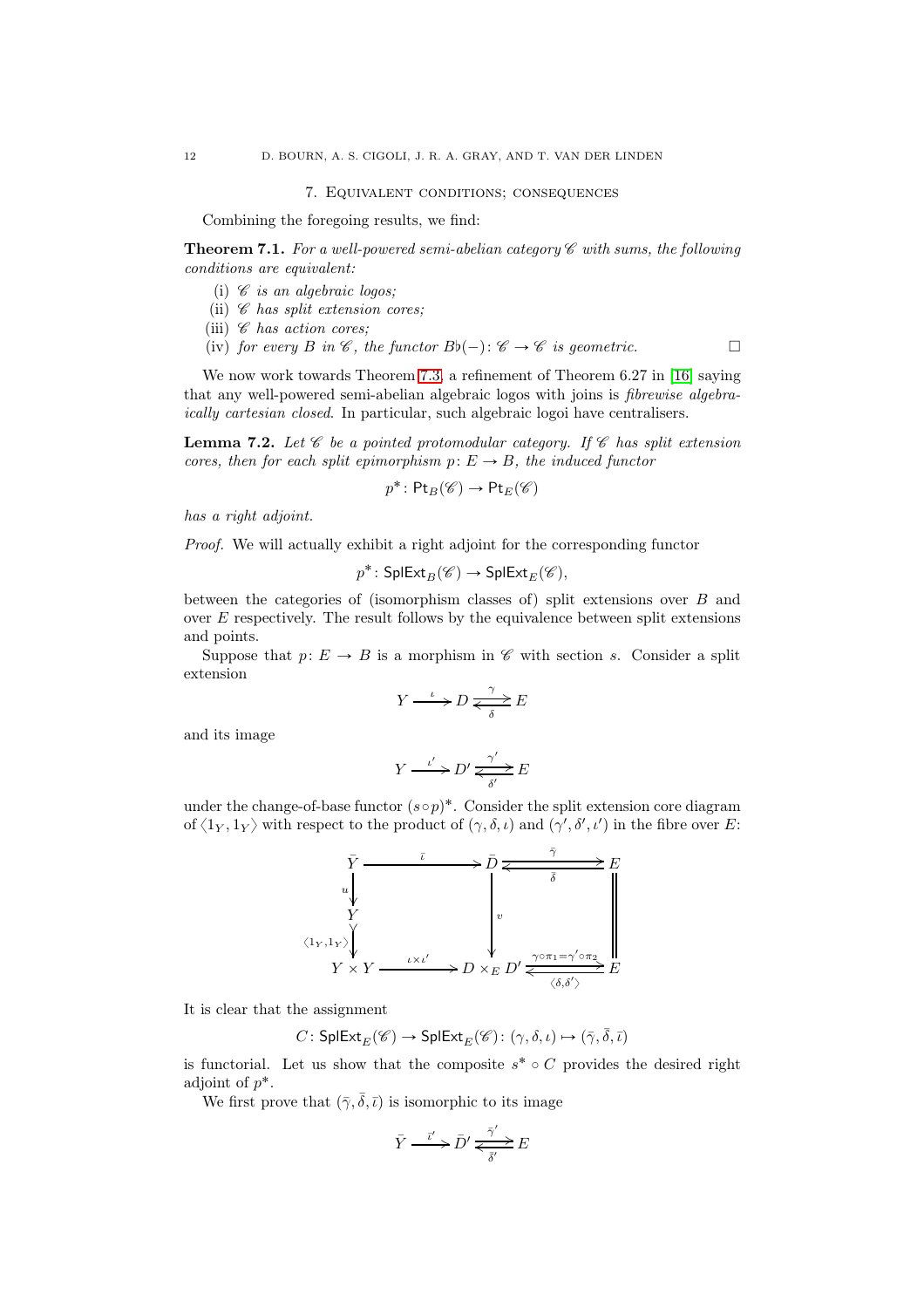## 7. Equivalent conditions; consequences

Combining the foregoing results, we find:

**Theorem 7.1.** *For a well-powered semi-abelian category $\mathscr{C}$ with sums, the following conditions are equivalent:*

- (i) *$\mathscr{C}$ is an algebraic logos;*
- (ii) *$\mathscr{C}$ has split extension cores;*
- (iii) *$\mathscr{C}$ has action cores;*
- (iv) *for every $B$ in $\mathscr{C}$, the functor $B\flat(-)\colon \mathscr{C} \to \mathscr{C}$ is geometric.* □

We now work towards Theorem 7.3, a refinement of Theorem 6.27 in [16] saying that any well-powered semi-abelian algebraic logos with joins is *fibrewise algebraically cartesian closed*. In particular, such algebraic logoi have centralisers.

**Lemma 7.2.** *Let $\mathscr{C}$ be a pointed protomodular category. If $\mathscr{C}$ has split extension cores, then for each split epimorphism $p\colon E \to B$, the induced functor*

$$p^*\colon \mathsf{Pt}_B(\mathscr{C}) \to \mathsf{Pt}_E(\mathscr{C})$$

*has a right adjoint.*

*Proof.* We will actually exhibit a right adjoint for the corresponding functor

$$p^*\colon \mathsf{SplExt}_B(\mathscr{C}) \to \mathsf{SplExt}_E(\mathscr{C}),$$

between the categories of (isomorphism classes of) split extensions over $B$ and over $E$ respectively. The result follows by the equivalence between split extensions and points.

Suppose that $p\colon E \to B$ is a morphism in $\mathscr{C}$ with section $s$. Consider a split extension

$$Y \xrightarrow{\iota} D \underset{\delta}{\overset{\gamma}{\rightleftarrows}} E$$

and its image

$$Y \xrightarrow{\iota'} D' \underset{\delta'}{\overset{\gamma'}{\rightleftarrows}} E$$

under the change-of-base functor $(s\circ p)^*$. Consider the split extension core diagram of $\langle 1_Y, 1_Y\rangle$ with respect to the product of $(\gamma,\delta,\iota)$ and $(\gamma',\delta',\iota')$ in the fibre over $E$:

$$\begin{array}{ccccc}
\bar{Y} & \xrightarrow{\bar{\iota}} & \bar{D} & \underset{\bar{\delta}}{\overset{\bar{\gamma}}{\rightleftarrows}} & E \\
{\scriptstyle u}\downarrow & & & & \| \\
Y & & \downarrow{\scriptstyle v} & & \| \\
{\scriptstyle \langle 1_Y,1_Y\rangle}\downarrow & & & & \| \\
Y\times Y & \xrightarrow{\iota\times\iota'} & D\times_E D' & \underset{\langle\delta,\delta'\rangle}{\overset{\gamma\circ\pi_1=\gamma'\circ\pi_2}{\rightleftarrows}} & E
\end{array}$$

It is clear that the assignment

$$C\colon \mathsf{SplExt}_E(\mathscr{C}) \to \mathsf{SplExt}_E(\mathscr{C})\colon (\gamma,\delta,\iota) \mapsto (\bar{\gamma},\bar{\delta},\bar{\iota})$$

is functorial. Let us show that the composite $s^*\circ C$ provides the desired right adjoint of $p^*$.

We first prove that $(\bar{\gamma},\bar{\delta},\bar{\iota})$ is isomorphic to its image

$$\bar{Y} \xrightarrow{\bar{\iota}'} \bar{D}' \underset{\bar{\delta}'}{\overset{\bar{\gamma}'}{\rightleftarrows}} E$$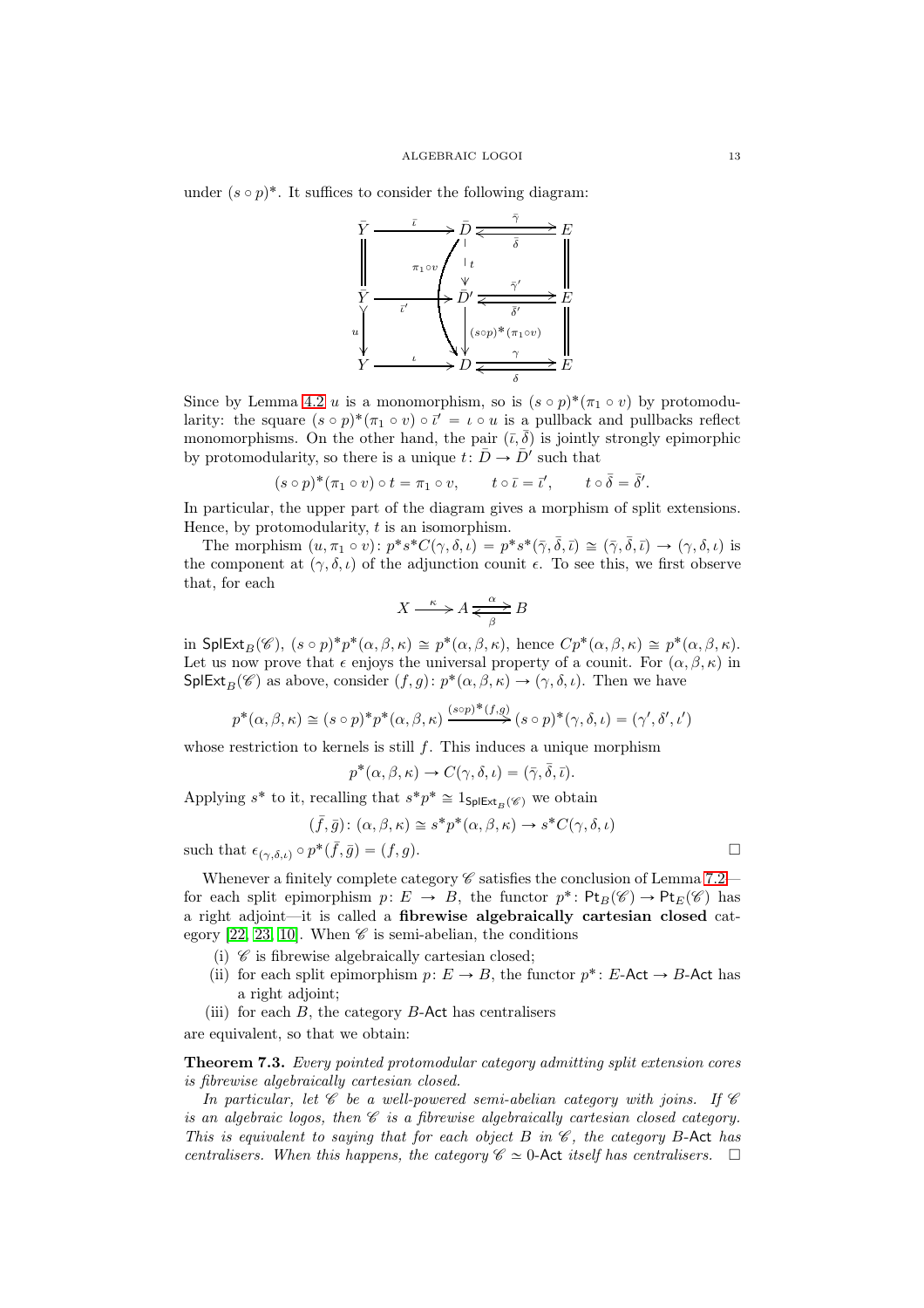under $(s \circ p)^*$. It suffices to consider the following diagram:

$$
\begin{array}{ccccc}
\bar{Y} & \xrightarrow{\bar{\iota}} & \bar{D} & \underset{\bar{\delta}}{\overset{\bar{\gamma}}{\rightleftarrows}} & E \\
\| & \pi_1 \circ v & \downarrow t & & \| \\
\bar{Y} & \xrightarrow{\bar{\iota}'} & \bar{D}' & \underset{\bar{\delta}'}{\overset{\bar{\gamma}'}{\rightleftarrows}} & E \\
u \downarrow & & \downarrow (s\circ p)^*(\pi_1 \circ v) & & \| \\
Y & \xrightarrow{\iota} & D & \underset{\delta}{\overset{\gamma}{\rightleftarrows}} & E
\end{array}
$$

Since by Lemma 4.2 $u$ is a monomorphism, so is $(s \circ p)^*(\pi_1 \circ v)$ by protomodularity: the square $(s \circ p)^*(\pi_1 \circ v) \circ \bar{\iota}' = \iota \circ u$ is a pullback and pullbacks reflect monomorphisms. On the other hand, the pair $(\bar{\iota}, \bar{\delta})$ is jointly strongly epimorphic by protomodularity, so there is a unique $t \colon \bar{D} \to \bar{D}'$ such that

$$
(s \circ p)^*(\pi_1 \circ v) \circ t = \pi_1 \circ v, \qquad t \circ \bar{\iota} = \bar{\iota}', \qquad t \circ \bar{\delta} = \bar{\delta}'.
$$

In particular, the upper part of the diagram gives a morphism of split extensions. Hence, by protomodularity, $t$ is an isomorphism.

The morphism $(u, \pi_1 \circ v) \colon p^* s^* C(\gamma, \delta, \iota) = p^* s^* (\bar{\gamma}, \bar{\delta}, \bar{\iota}) \cong (\bar{\gamma}, \bar{\delta}, \bar{\iota}) \to (\gamma, \delta, \iota)$ is the component at $(\gamma, \delta, \iota)$ of the adjunction counit $\epsilon$. To see this, we first observe that, for each

$$
X \xrightarrow{\kappa} A \underset{\beta}{\overset{\alpha}{\rightleftarrows}} B
$$

in $\mathsf{SplExt}_B(\mathscr{C})$, $(s \circ p)^* p^* (\alpha, \beta, \kappa) \cong p^*(\alpha, \beta, \kappa)$, hence $C p^*(\alpha, \beta, \kappa) \cong p^*(\alpha, \beta, \kappa)$. Let us now prove that $\epsilon$ enjoys the universal property of a counit. For $(\alpha, \beta, \kappa)$ in $\mathsf{SplExt}_B(\mathscr{C})$ as above, consider $(f, g) \colon p^*(\alpha, \beta, \kappa) \to (\gamma, \delta, \iota)$. Then we have

$$
p^*(\alpha, \beta, \kappa) \cong (s \circ p)^* p^* (\alpha, \beta, \kappa) \xrightarrow{(s\circ p)^*(f,g)} (s \circ p)^*(\gamma, \delta, \iota) = (\gamma', \delta', \iota')
$$

whose restriction to kernels is still $f$. This induces a unique morphism

$$
p^*(\alpha, \beta, \kappa) \to C(\gamma, \delta, \iota) = (\bar{\gamma}, \bar{\delta}, \bar{\iota}).
$$

Applying $s^*$ to it, recalling that $s^* p^* \cong 1_{\mathsf{SplExt}_B(\mathscr{C})}$ we obtain

$$
(\bar{f}, \bar{g}) \colon (\alpha, \beta, \kappa) \cong s^* p^* (\alpha, \beta, \kappa) \to s^* C(\gamma, \delta, \iota)
$$

such that $\epsilon_{(\gamma, \delta, \iota)} \circ p^*(\bar{f}, \bar{g}) = (f, g)$. □

Whenever a finitely complete category $\mathscr{C}$ satisfies the conclusion of Lemma 7.2—for each split epimorphism $p \colon E \to B$, the functor $p^* \colon \mathsf{Pt}_B(\mathscr{C}) \to \mathsf{Pt}_E(\mathscr{C})$ has a right adjoint—it is called a **fibrewise algebraically cartesian closed** category [22, 23, 10]. When $\mathscr{C}$ is semi-abelian, the conditions

(i) $\mathscr{C}$ is fibrewise algebraically cartesian closed;
(ii) for each split epimorphism $p \colon E \to B$, the functor $p^* \colon E\text{-}\mathsf{Act} \to B\text{-}\mathsf{Act}$ has a right adjoint;
(iii) for each $B$, the category $B\text{-}\mathsf{Act}$ has centralisers

are equivalent, so that we obtain:

**Theorem 7.3.** *Every pointed protomodular category admitting split extension cores is fibrewise algebraically cartesian closed.*

*In particular, let $\mathscr{C}$ be a well-powered semi-abelian category with joins. If $\mathscr{C}$ is an algebraic logos, then $\mathscr{C}$ is a fibrewise algebraically cartesian closed category. This is equivalent to saying that for each object $B$ in $\mathscr{C}$, the category $B$-$\mathsf{Act}$ has centralisers. When this happens, the category $\mathscr{C} \simeq 0$-$\mathsf{Act}$ itself has centralisers.* □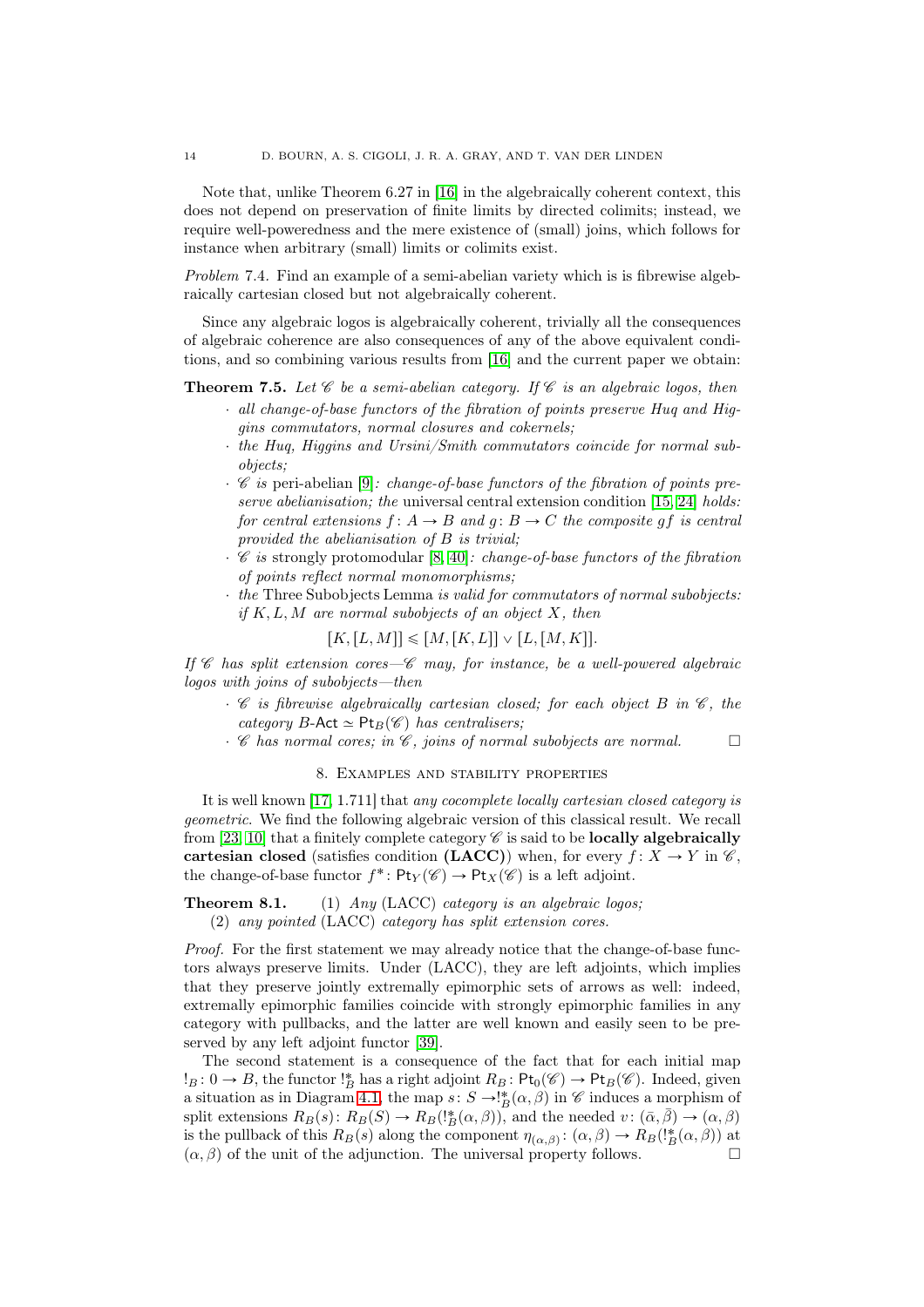Note that, unlike Theorem 6.27 in [16] in the algebraically coherent context, this does not depend on preservation of finite limits by directed colimits; instead, we require well-poweredness and the mere existence of (small) joins, which follows for instance when arbitrary (small) limits or colimits exist.

*Problem* 7.4. Find an example of a semi-abelian variety which is is fibrewise algebraically cartesian closed but not algebraically coherent.

Since any algebraic logos is algebraically coherent, trivially all the consequences of algebraic coherence are also consequences of any of the above equivalent conditions, and so combining various results from [16] and the current paper we obtain:

**Theorem 7.5.** *Let $\mathscr{C}$ be a semi-abelian category. If $\mathscr{C}$ is an algebraic logos, then*

- *all change-of-base functors of the fibration of points preserve Huq and Higgins commutators, normal closures and cokernels;*
- *the Huq, Higgins and Ursini/Smith commutators coincide for normal subobjects;*
- *$\mathscr{C}$ is* peri-abelian [9]*: change-of-base functors of the fibration of points preserve abelianisation; the* universal central extension condition [15, 24] *holds: for central extensions $f\colon A \to B$ and $g\colon B \to C$ the composite $gf$ is central provided the abelianisation of $B$ is trivial;*
- *$\mathscr{C}$ is* strongly protomodular [8, 40]*: change-of-base functors of the fibration of points reflect normal monomorphisms;*
- *the* Three Subobjects Lemma *is valid for commutators of normal subobjects: if $K, L, M$ are normal subobjects of an object $X$, then*
$$[K,[L,M]] \leqslant [M,[K,L]] \vee [L,[M,K]].$$

*If $\mathscr{C}$ has split extension cores—$\mathscr{C}$ may, for instance, be a well-powered algebraic logos with joins of subobjects—then*

- *$\mathscr{C}$ is fibrewise algebraically cartesian closed; for each object $B$ in $\mathscr{C}$, the category $B$-$\mathsf{Act} \simeq \mathsf{Pt}_B(\mathscr{C})$ has centralisers;*
- *$\mathscr{C}$ has normal cores; in $\mathscr{C}$, joins of normal subobjects are normal.* □

## 8. Examples and stability properties

It is well known [17, 1.711] that *any cocomplete locally cartesian closed category is geometric*. We find the following algebraic version of this classical result. We recall from [23, 10] that a finitely complete category $\mathscr{C}$ is said to be **locally algebraically cartesian closed** (satisfies condition **(LACC)**) when, for every $f\colon X \to Y$ in $\mathscr{C}$, the change-of-base functor $f^*\colon \mathsf{Pt}_Y(\mathscr{C}) \to \mathsf{Pt}_X(\mathscr{C})$ is a left adjoint.

**Theorem 8.1.** (1) *Any* (LACC) *category is an algebraic logos;*
(2) *any pointed* (LACC) *category has split extension cores.*

*Proof.* For the first statement we may already notice that the change-of-base functors always preserve limits. Under (LACC), they are left adjoints, which implies that they preserve jointly extremally epimorphic sets of arrows as well: indeed, extremally epimorphic families coincide with strongly epimorphic families in any category with pullbacks, and the latter are well known and easily seen to be preserved by any left adjoint functor [39].

The second statement is a consequence of the fact that for each initial map $!_B\colon 0 \to B$, the functor $!_B^*$ has a right adjoint $R_B\colon \mathsf{Pt}_0(\mathscr{C}) \to \mathsf{Pt}_B(\mathscr{C})$. Indeed, given a situation as in Diagram 4.1, the map $s\colon S \to !_B^*(\alpha,\beta)$ in $\mathscr{C}$ induces a morphism of split extensions $R_B(s)\colon R_B(S) \to R_B(!_B^*(\alpha,\beta))$, and the needed $v\colon (\bar{\alpha},\bar{\beta}) \to (\alpha,\beta)$ is the pullback of this $R_B(s)$ along the component $\eta_{(\alpha,\beta)}\colon (\alpha,\beta) \to R_B(!_B^*(\alpha,\beta))$ at $(\alpha,\beta)$ of the unit of the adjunction. The universal property follows. □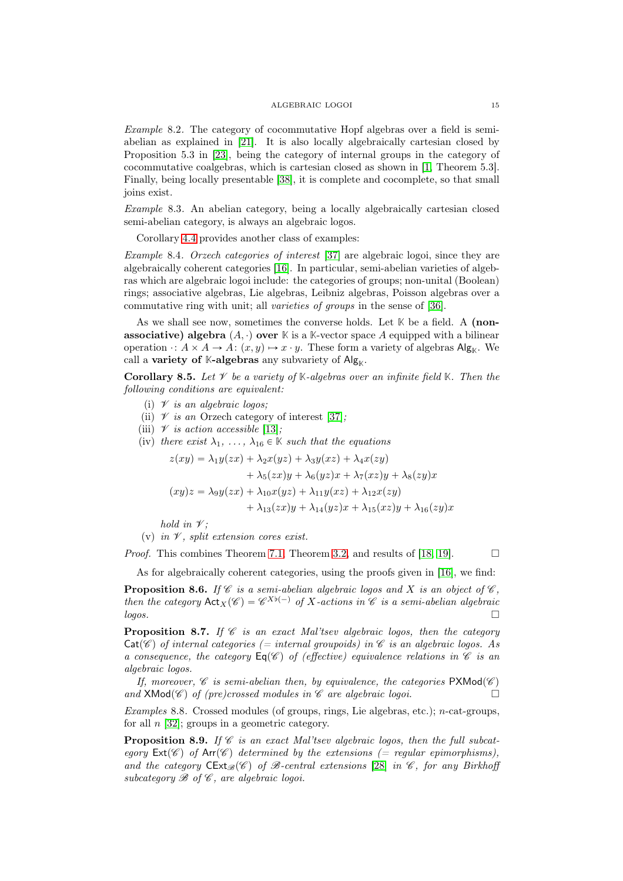*Example* 8.2. The category of cocommutative Hopf algebras over a field is semi-abelian as explained in [21]. It is also locally algebraically cartesian closed by Proposition 5.3 in [23], being the category of internal groups in the category of cocommutative coalgebras, which is cartesian closed as shown in [1, Theorem 5.3]. Finally, being locally presentable [38], it is complete and cocomplete, so that small joins exist.

*Example* 8.3. An abelian category, being a locally algebraically cartesian closed semi-abelian category, is always an algebraic logos.

Corollary 4.4 provides another class of examples:

*Example* 8.4. *Orzech categories of interest* [37] are algebraic logoi, since they are algebraically coherent categories [16]. In particular, semi-abelian varieties of algebras which are algebraic logoi include: the categories of groups; non-unital (Boolean) rings; associative algebras, Lie algebras, Leibniz algebras, Poisson algebras over a commutative ring with unit; all *varieties of groups* in the sense of [36].

As we shall see now, sometimes the converse holds. Let $\mathbb{K}$ be a field. A **(non-associative) algebra** $(A, \cdot)$ **over** $\mathbb{K}$ is a $\mathbb{K}$-vector space $A$ equipped with a bilinear operation $\cdot \colon A \times A \to A \colon (x, y) \mapsto x \cdot y$. These form a variety of algebras $\mathsf{Alg}_{\mathbb{K}}$. We call a **variety of $\mathbb{K}$-algebras** any subvariety of $\mathsf{Alg}_{\mathbb{K}}$.

**Corollary 8.5.** *Let $\mathscr{V}$ be a variety of $\mathbb{K}$-algebras over an infinite field $\mathbb{K}$. Then the following conditions are equivalent:*

(i) *$\mathscr{V}$ is an algebraic logos;*
(ii) *$\mathscr{V}$ is an* Orzech category of interest *[37];*
(iii) *$\mathscr{V}$ is action accessible [13];*
(iv) *there exist $\lambda_1, \ldots, \lambda_{16} \in \mathbb{K}$ such that the equations*

$$
\begin{aligned}
z(xy) &= \lambda_1 y(zx) + \lambda_2 x(yz) + \lambda_3 y(xz) + \lambda_4 x(zy) \\
&\quad + \lambda_5 (zx)y + \lambda_6 (yz)x + \lambda_7 (xz)y + \lambda_8 (zy)x \\
(xy)z &= \lambda_9 y(zx) + \lambda_{10} x(yz) + \lambda_{11} y(xz) + \lambda_{12} x(zy) \\
&\quad + \lambda_{13} (zx)y + \lambda_{14} (yz)x + \lambda_{15} (xz)y + \lambda_{16} (zy)x
\end{aligned}
$$

*hold in $\mathscr{V}$;*
(v) *in $\mathscr{V}$, split extension cores exist.*

*Proof.* This combines Theorem 7.1, Theorem 3.2, and results of [18, 19]. □

As for algebraically coherent categories, using the proofs given in [16], we find:

**Proposition 8.6.** *If $\mathscr{C}$ is a semi-abelian algebraic logos and $X$ is an object of $\mathscr{C}$, then the category $\mathsf{Act}_X(\mathscr{C}) = \mathscr{C}^{X\flat(-)}$ of $X$-actions in $\mathscr{C}$ is a semi-abelian algebraic logos.* □

**Proposition 8.7.** *If $\mathscr{C}$ is an exact Mal'tsev algebraic logos, then the category $\mathsf{Cat}(\mathscr{C})$ of internal categories (= internal groupoids) in $\mathscr{C}$ is an algebraic logos. As a consequence, the category $\mathsf{Eq}(\mathscr{C})$ of (effective) equivalence relations in $\mathscr{C}$ is an algebraic logos.*

*If, moreover, $\mathscr{C}$ is semi-abelian then, by equivalence, the categories $\mathsf{PXMod}(\mathscr{C})$ and $\mathsf{XMod}(\mathscr{C})$ of (pre)crossed modules in $\mathscr{C}$ are algebraic logoi.* □

*Examples* 8.8. Crossed modules (of groups, rings, Lie algebras, etc.); $n$-cat-groups, for all $n$ [32]; groups in a geometric category.

**Proposition 8.9.** *If $\mathscr{C}$ is an exact Mal'tsev algebraic logos, then the full subcategory $\mathsf{Ext}(\mathscr{C})$ of $\mathsf{Arr}(\mathscr{C})$ determined by the extensions (= regular epimorphisms), and the category $\mathsf{CExt}_{\mathscr{B}}(\mathscr{C})$ of $\mathscr{B}$-central extensions [28] in $\mathscr{C}$, for any Birkhoff subcategory $\mathscr{B}$ of $\mathscr{C}$, are algebraic logoi.*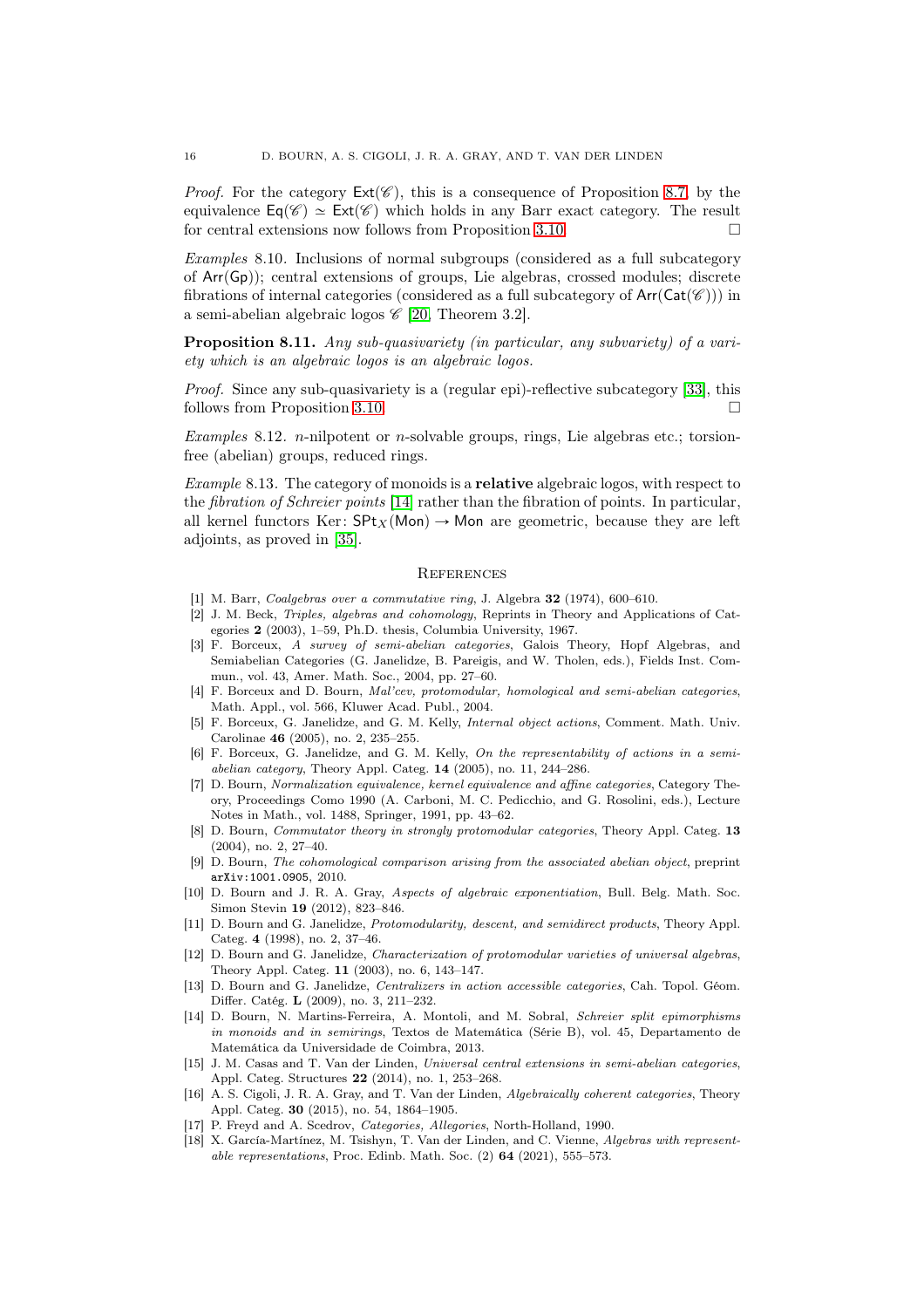*Proof.* For the category $\mathsf{Ext}(\mathscr{C})$, this is a consequence of Proposition 8.7, by the equivalence $\mathsf{Eq}(\mathscr{C}) \simeq \mathsf{Ext}(\mathscr{C})$ which holds in any Barr exact category. The result for central extensions now follows from Proposition 3.10. □

*Examples* 8.10. Inclusions of normal subgroups (considered as a full subcategory of $\mathsf{Arr}(\mathsf{Gp})$); central extensions of groups, Lie algebras, crossed modules; discrete fibrations of internal categories (considered as a full subcategory of $\mathsf{Arr}(\mathsf{Cat}(\mathscr{C}))$) in a semi-abelian algebraic logos $\mathscr{C}$ [20, Theorem 3.2].

**Proposition 8.11.** *Any sub-quasivariety (in particular, any subvariety) of a variety which is an algebraic logos is an algebraic logos.*

*Proof.* Since any sub-quasivariety is a (regular epi)-reflective subcategory [33], this follows from Proposition 3.10. □

*Examples* 8.12. $n$-nilpotent or $n$-solvable groups, rings, Lie algebras etc.; torsion-free (abelian) groups, reduced rings.

*Example* 8.13. The category of monoids is a **relative** algebraic logos, with respect to the *fibration of Schreier points* [14] rather than the fibration of points. In particular, all kernel functors $\mathrm{Ker}\colon \mathsf{SPt}_X(\mathsf{Mon}) \to \mathsf{Mon}$ are geometric, because they are left adjoints, as proved in [35].

## References

[1] M. Barr, *Coalgebras over a commutative ring*, J. Algebra **32** (1974), 600–610.

[2] J. M. Beck, *Triples, algebras and cohomology*, Reprints in Theory and Applications of Categories **2** (2003), 1–59, Ph.D. thesis, Columbia University, 1967.

[3] F. Borceux, *A survey of semi-abelian categories*, Galois Theory, Hopf Algebras, and Semiabelian Categories (G. Janelidze, B. Pareigis, and W. Tholen, eds.), Fields Inst. Commun., vol. 43, Amer. Math. Soc., 2004, pp. 27–60.

[4] F. Borceux and D. Bourn, *Mal'cev, protomodular, homological and semi-abelian categories*, Math. Appl., vol. 566, Kluwer Acad. Publ., 2004.

[5] F. Borceux, G. Janelidze, and G. M. Kelly, *Internal object actions*, Comment. Math. Univ. Carolinae **46** (2005), no. 2, 235–255.

[6] F. Borceux, G. Janelidze, and G. M. Kelly, *On the representability of actions in a semi-abelian category*, Theory Appl. Categ. **14** (2005), no. 11, 244–286.

[7] D. Bourn, *Normalization equivalence, kernel equivalence and affine categories*, Category Theory, Proceedings Como 1990 (A. Carboni, M. C. Pedicchio, and G. Rosolini, eds.), Lecture Notes in Math., vol. 1488, Springer, 1991, pp. 43–62.

[8] D. Bourn, *Commutator theory in strongly protomodular categories*, Theory Appl. Categ. **13** (2004), no. 2, 27–40.

[9] D. Bourn, *The cohomological comparison arising from the associated abelian object*, preprint `arXiv:1001.0905`, 2010.

[10] D. Bourn and J. R. A. Gray, *Aspects of algebraic exponentiation*, Bull. Belg. Math. Soc. Simon Stevin **19** (2012), 823–846.

[11] D. Bourn and G. Janelidze, *Protomodularity, descent, and semidirect products*, Theory Appl. Categ. **4** (1998), no. 2, 37–46.

[12] D. Bourn and G. Janelidze, *Characterization of protomodular varieties of universal algebras*, Theory Appl. Categ. **11** (2003), no. 6, 143–147.

[13] D. Bourn and G. Janelidze, *Centralizers in action accessible categories*, Cah. Topol. Géom. Differ. Catég. **L** (2009), no. 3, 211–232.

[14] D. Bourn, N. Martins-Ferreira, A. Montoli, and M. Sobral, *Schreier split epimorphisms in monoids and in semirings*, Textos de Matemática (Série B), vol. 45, Departamento de Matemática da Universidade de Coimbra, 2013.

[15] J. M. Casas and T. Van der Linden, *Universal central extensions in semi-abelian categories*, Appl. Categ. Structures **22** (2014), no. 1, 253–268.

[16] A. S. Cigoli, J. R. A. Gray, and T. Van der Linden, *Algebraically coherent categories*, Theory Appl. Categ. **30** (2015), no. 54, 1864–1905.

[17] P. Freyd and A. Scedrov, *Categories, Allegories*, North-Holland, 1990.

[18] X. García-Martínez, M. Tsishyn, T. Van der Linden, and C. Vienne, *Algebras with representable representations*, Proc. Edinb. Math. Soc. (2) **64** (2021), 555–573.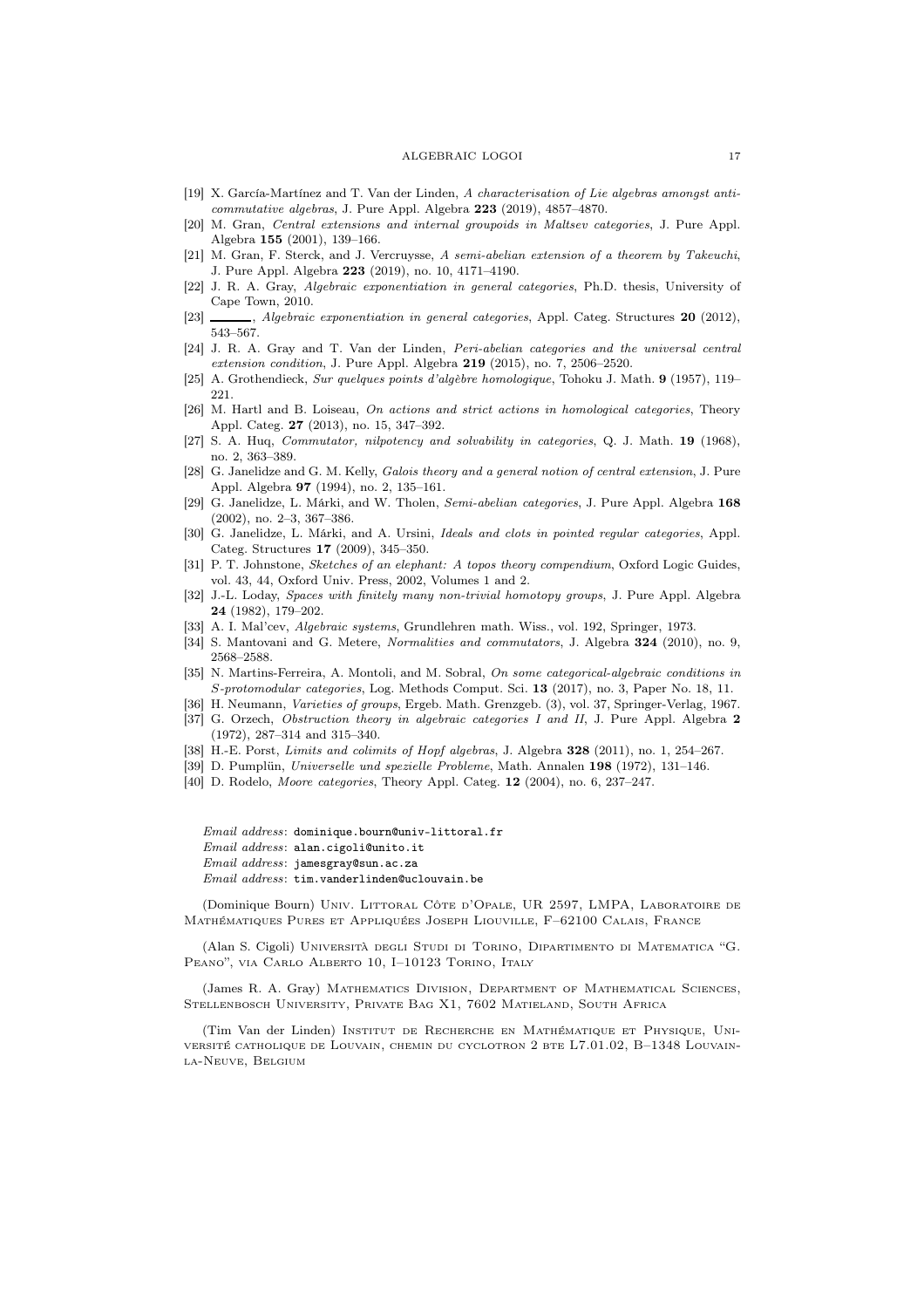[19] X. García-Martínez and T. Van der Linden, *A characterisation of Lie algebras amongst anti-commutative algebras*, J. Pure Appl. Algebra **223** (2019), 4857–4870.

[20] M. Gran, *Central extensions and internal groupoids in Maltsev categories*, J. Pure Appl. Algebra **155** (2001), 139–166.

[21] M. Gran, F. Sterck, and J. Vercruysse, *A semi-abelian extension of a theorem by Takeuchi*, J. Pure Appl. Algebra **223** (2019), no. 10, 4171–4190.

[22] J. R. A. Gray, *Algebraic exponentiation in general categories*, Ph.D. thesis, University of Cape Town, 2010.

[23] ———, *Algebraic exponentiation in general categories*, Appl. Categ. Structures **20** (2012), 543–567.

[24] J. R. A. Gray and T. Van der Linden, *Peri-abelian categories and the universal central extension condition*, J. Pure Appl. Algebra **219** (2015), no. 7, 2506–2520.

[25] A. Grothendieck, *Sur quelques points d'algèbre homologique*, Tohoku J. Math. **9** (1957), 119–221.

[26] M. Hartl and B. Loiseau, *On actions and strict actions in homological categories*, Theory Appl. Categ. **27** (2013), no. 15, 347–392.

[27] S. A. Huq, *Commutator, nilpotency and solvability in categories*, Q. J. Math. **19** (1968), no. 2, 363–389.

[28] G. Janelidze and G. M. Kelly, *Galois theory and a general notion of central extension*, J. Pure Appl. Algebra **97** (1994), no. 2, 135–161.

[29] G. Janelidze, L. Márki, and W. Tholen, *Semi-abelian categories*, J. Pure Appl. Algebra **168** (2002), no. 2–3, 367–386.

[30] G. Janelidze, L. Márki, and A. Ursini, *Ideals and clots in pointed regular categories*, Appl. Categ. Structures **17** (2009), 345–350.

[31] P. T. Johnstone, *Sketches of an elephant: A topos theory compendium*, Oxford Logic Guides, vol. 43, 44, Oxford Univ. Press, 2002, Volumes 1 and 2.

[32] J.-L. Loday, *Spaces with finitely many non-trivial homotopy groups*, J. Pure Appl. Algebra **24** (1982), 179–202.

[33] A. I. Mal'cev, *Algebraic systems*, Grundlehren math. Wiss., vol. 192, Springer, 1973.

[34] S. Mantovani and G. Metere, *Normalities and commutators*, J. Algebra **324** (2010), no. 9, 2568–2588.

[35] N. Martins-Ferreira, A. Montoli, and M. Sobral, *On some categorical-algebraic conditions in S-protomodular categories*, Log. Methods Comput. Sci. **13** (2017), no. 3, Paper No. 18, 11.

[36] H. Neumann, *Varieties of groups*, Ergeb. Math. Grenzgeb. (3), vol. 37, Springer-Verlag, 1967.

[37] G. Orzech, *Obstruction theory in algebraic categories I and II*, J. Pure Appl. Algebra **2** (1972), 287–314 and 315–340.

[38] H.-E. Porst, *Limits and colimits of Hopf algebras*, J. Algebra **328** (2011), no. 1, 254–267.

[39] D. Pumplün, *Universelle und spezielle Probleme*, Math. Annalen **198** (1972), 131–146.

[40] D. Rodelo, *Moore categories*, Theory Appl. Categ. **12** (2004), no. 6, 237–247.

*Email address*: dominique.bourn@univ-littoral.fr
*Email address*: alan.cigoli@unito.it
*Email address*: jamesgray@sun.ac.za
*Email address*: tim.vanderlinden@uclouvain.be

(Dominique Bourn) Univ. Littoral Côte d'Opale, UR 2597, LMPA, Laboratoire de Mathématiques Pures et Appliquées Joseph Liouville, F–62100 Calais, France

(Alan S. Cigoli) Università degli Studi di Torino, Dipartimento di Matematica "G. Peano", via Carlo Alberto 10, I–10123 Torino, Italy

(James R. A. Gray) Mathematics Division, Department of Mathematical Sciences, Stellenbosch University, Private Bag X1, 7602 Matieland, South Africa

(Tim Van der Linden) Institut de Recherche en Mathématique et Physique, Université catholique de Louvain, chemin du cyclotron 2 bte L7.01.02, B–1348 Louvain-la-Neuve, Belgium